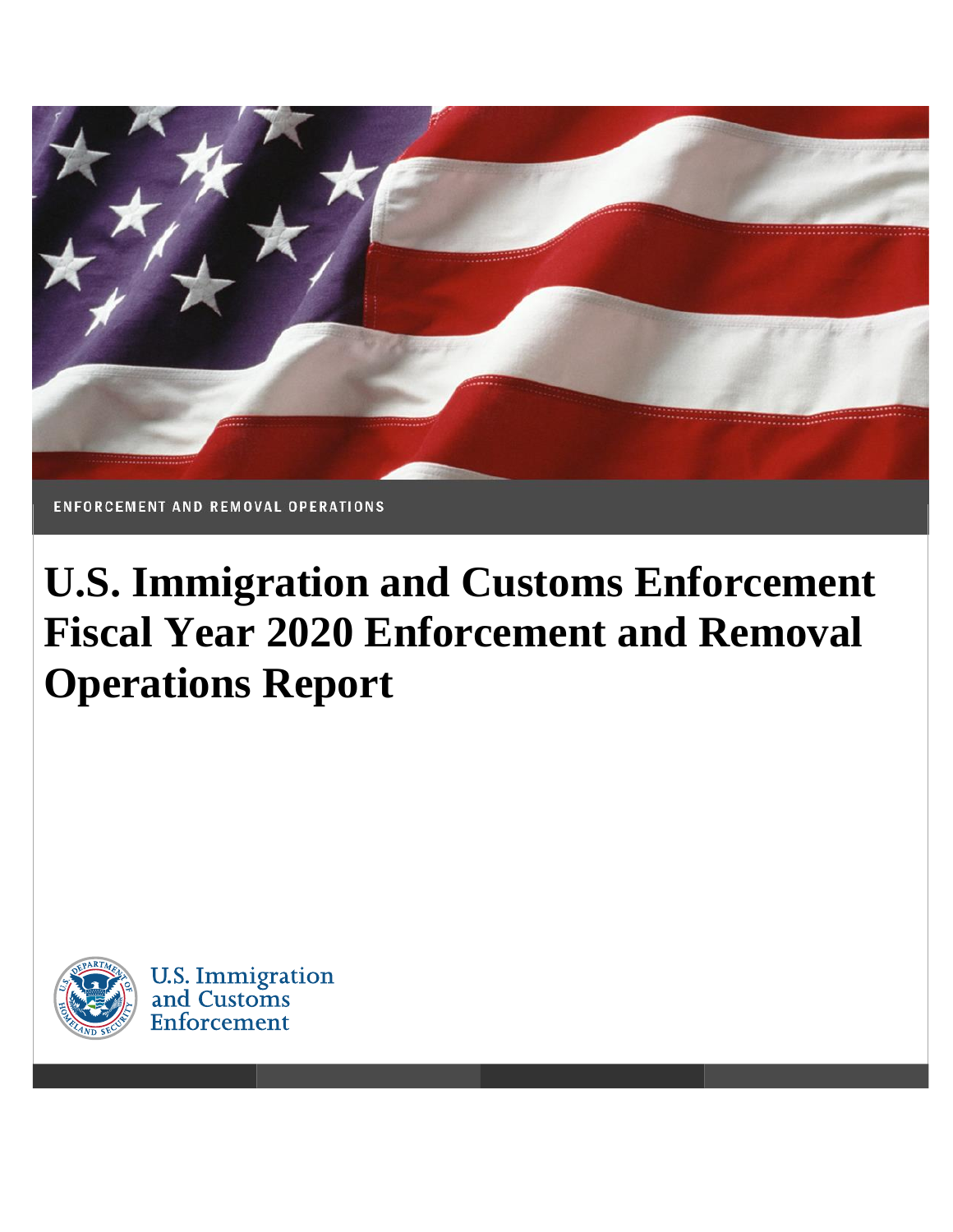ENFORCEMENT AND REMOVAL OPERATIONS

# U.S. Immigration and Customs Enforcement Fiscal Year 2020 Enforcement and Removal Operations Report

U.S. Immigration and Customs Enforcement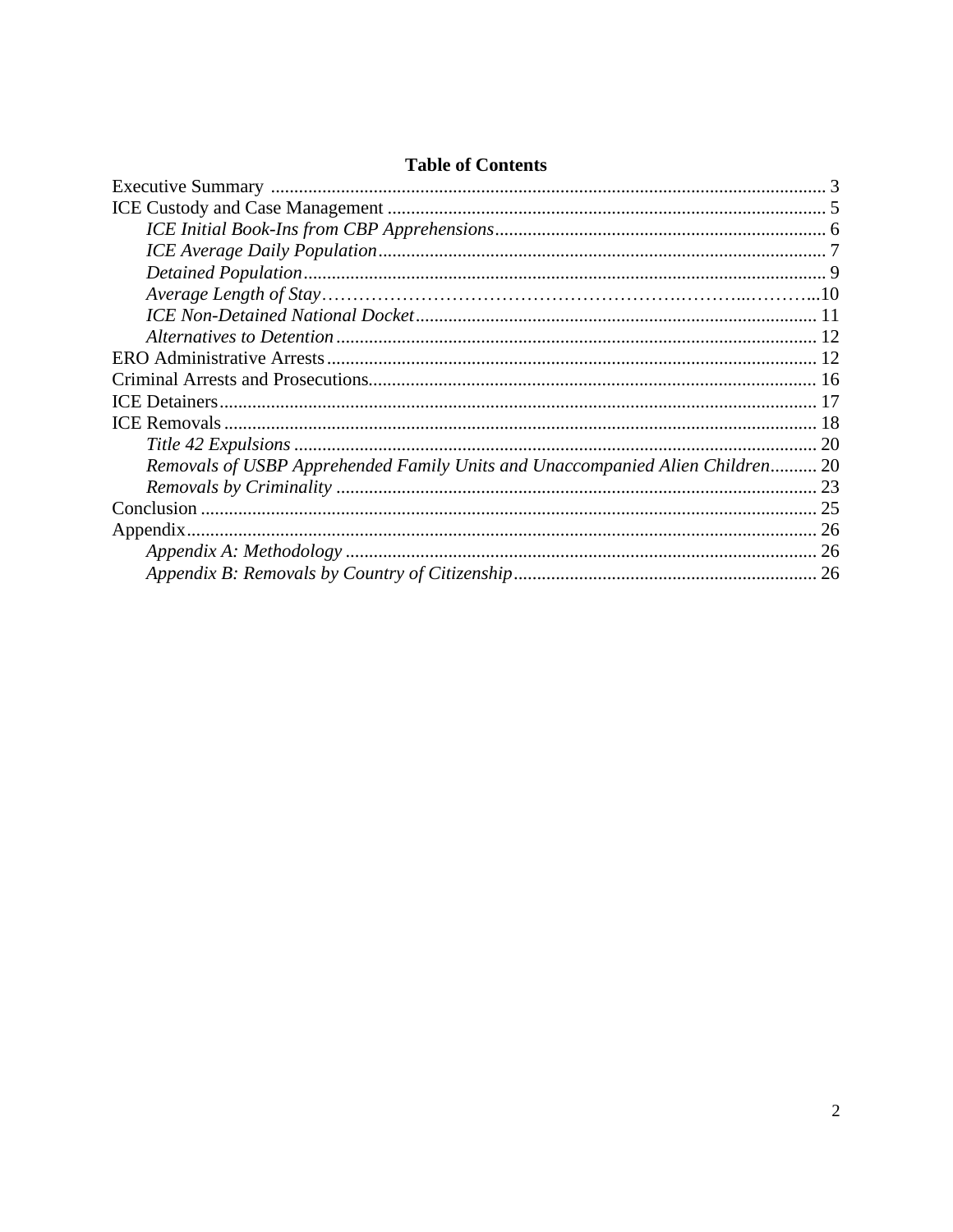## Table of Contents

Executive Summary ..... 3
ICE Custody and Case Management ..... 5
- *ICE Initial Book-Ins from CBP Apprehensions* ..... 6
- *ICE Average Daily Population* ..... 7
- *Detained Population* ..... 9
- *Average Length of Stay* ..... 10
- *ICE Non-Detained National Docket* ..... 11
- *Alternatives to Detention* ..... 12

ERO Administrative Arrests ..... 12
Criminal Arrests and Prosecutions ..... 16
ICE Detainers ..... 17
ICE Removals ..... 18
- *Title 42 Expulsions* ..... 20
- *Removals of USBP Apprehended Family Units and Unaccompanied Alien Children* ..... 20
- *Removals by Criminality* ..... 23

Conclusion ..... 25
Appendix ..... 26
- *Appendix A: Methodology* ..... 26
- *Appendix B: Removals by Country of Citizenship* ..... 26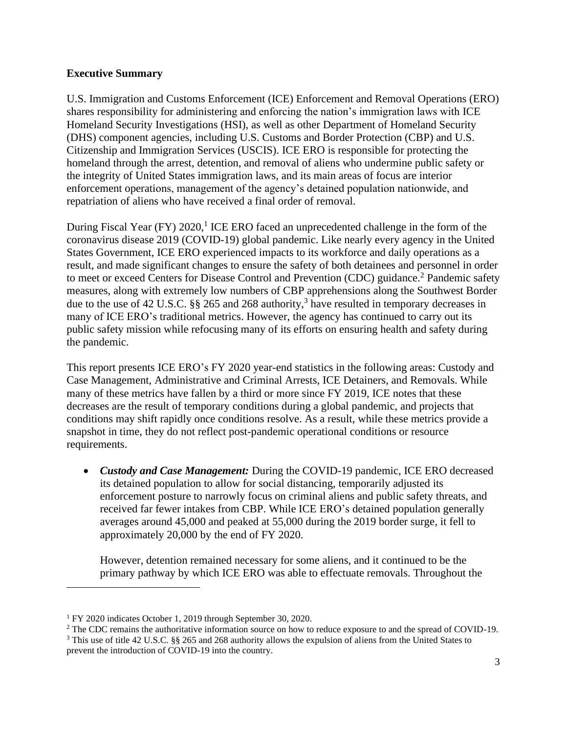**Executive Summary**

U.S. Immigration and Customs Enforcement (ICE) Enforcement and Removal Operations (ERO) shares responsibility for administering and enforcing the nation's immigration laws with ICE Homeland Security Investigations (HSI), as well as other Department of Homeland Security (DHS) component agencies, including U.S. Customs and Border Protection (CBP) and U.S. Citizenship and Immigration Services (USCIS). ICE ERO is responsible for protecting the homeland through the arrest, detention, and removal of aliens who undermine public safety or the integrity of United States immigration laws, and its main areas of focus are interior enforcement operations, management of the agency's detained population nationwide, and repatriation of aliens who have received a final order of removal.

During Fiscal Year (FY) 2020,[1] ICE ERO faced an unprecedented challenge in the form of the coronavirus disease 2019 (COVID-19) global pandemic. Like nearly every agency in the United States Government, ICE ERO experienced impacts to its workforce and daily operations as a result, and made significant changes to ensure the safety of both detainees and personnel in order to meet or exceed Centers for Disease Control and Prevention (CDC) guidance.[2] Pandemic safety measures, along with extremely low numbers of CBP apprehensions along the Southwest Border due to the use of 42 U.S.C. §§ 265 and 268 authority,[3] have resulted in temporary decreases in many of ICE ERO's traditional metrics. However, the agency has continued to carry out its public safety mission while refocusing many of its efforts on ensuring health and safety during the pandemic.

This report presents ICE ERO's FY 2020 year-end statistics in the following areas: Custody and Case Management, Administrative and Criminal Arrests, ICE Detainers, and Removals. While many of these metrics have fallen by a third or more since FY 2019, ICE notes that these decreases are the result of temporary conditions during a global pandemic, and projects that conditions may shift rapidly once conditions resolve. As a result, while these metrics provide a snapshot in time, they do not reflect post-pandemic operational conditions or resource requirements.

- ***Custody and Case Management:*** During the COVID-19 pandemic, ICE ERO decreased its detained population to allow for social distancing, temporarily adjusted its enforcement posture to narrowly focus on criminal aliens and public safety threats, and received far fewer intakes from CBP. While ICE ERO's detained population generally averages around 45,000 and peaked at 55,000 during the 2019 border surge, it fell to approximately 20,000 by the end of FY 2020.

  However, detention remained necessary for some aliens, and it continued to be the primary pathway by which ICE ERO was able to effectuate removals. Throughout the

[1] FY 2020 indicates October 1, 2019 through September 30, 2020.

[2] The CDC remains the authoritative information source on how to reduce exposure to and the spread of COVID-19.

[3] This use of title 42 U.S.C. §§ 265 and 268 authority allows the expulsion of aliens from the United States to prevent the introduction of COVID-19 into the country.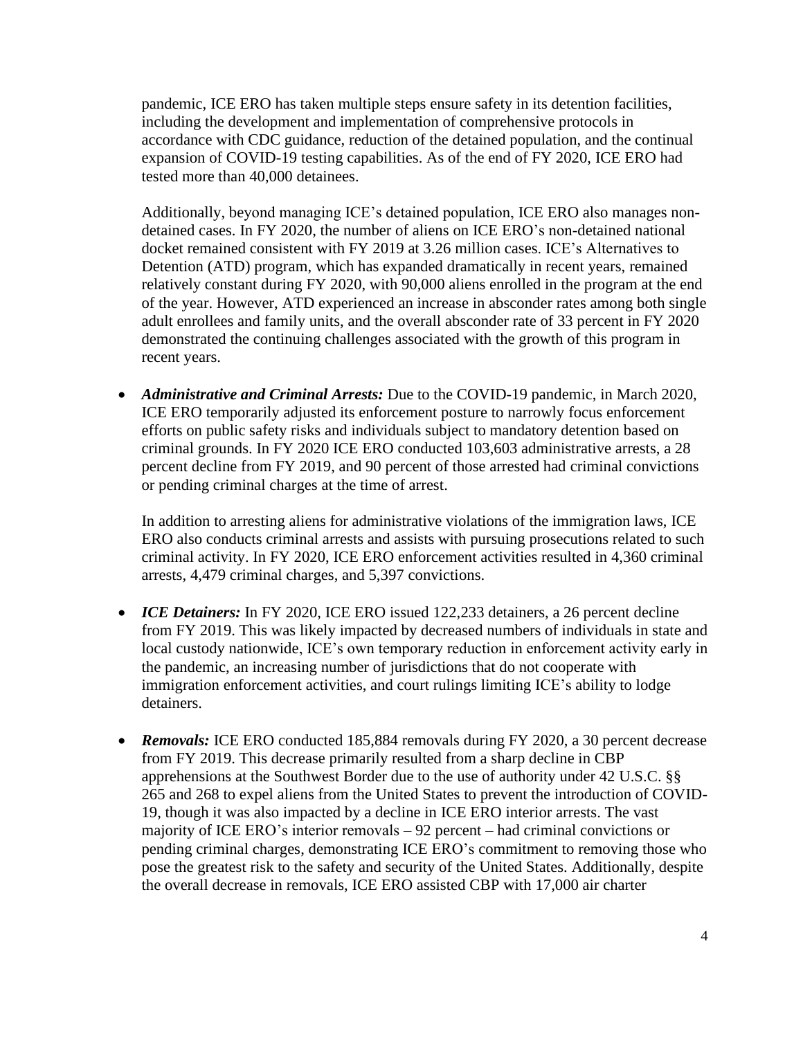pandemic, ICE ERO has taken multiple steps ensure safety in its detention facilities, including the development and implementation of comprehensive protocols in accordance with CDC guidance, reduction of the detained population, and the continual expansion of COVID-19 testing capabilities. As of the end of FY 2020, ICE ERO had tested more than 40,000 detainees.

Additionally, beyond managing ICE's detained population, ICE ERO also manages non-detained cases. In FY 2020, the number of aliens on ICE ERO's non-detained national docket remained consistent with FY 2019 at 3.26 million cases. ICE's Alternatives to Detention (ATD) program, which has expanded dramatically in recent years, remained relatively constant during FY 2020, with 90,000 aliens enrolled in the program at the end of the year. However, ATD experienced an increase in absconder rates among both single adult enrollees and family units, and the overall absconder rate of 33 percent in FY 2020 demonstrated the continuing challenges associated with the growth of this program in recent years.

- ***Administrative and Criminal Arrests:*** Due to the COVID-19 pandemic, in March 2020, ICE ERO temporarily adjusted its enforcement posture to narrowly focus enforcement efforts on public safety risks and individuals subject to mandatory detention based on criminal grounds. In FY 2020 ICE ERO conducted 103,603 administrative arrests, a 28 percent decline from FY 2019, and 90 percent of those arrested had criminal convictions or pending criminal charges at the time of arrest.

  In addition to arresting aliens for administrative violations of the immigration laws, ICE ERO also conducts criminal arrests and assists with pursuing prosecutions related to such criminal activity. In FY 2020, ICE ERO enforcement activities resulted in 4,360 criminal arrests, 4,479 criminal charges, and 5,397 convictions.

- ***ICE Detainers:*** In FY 2020, ICE ERO issued 122,233 detainers, a 26 percent decline from FY 2019. This was likely impacted by decreased numbers of individuals in state and local custody nationwide, ICE's own temporary reduction in enforcement activity early in the pandemic, an increasing number of jurisdictions that do not cooperate with immigration enforcement activities, and court rulings limiting ICE's ability to lodge detainers.

- ***Removals:*** ICE ERO conducted 185,884 removals during FY 2020, a 30 percent decrease from FY 2019. This decrease primarily resulted from a sharp decline in CBP apprehensions at the Southwest Border due to the use of authority under 42 U.S.C. §§ 265 and 268 to expel aliens from the United States to prevent the introduction of COVID-19, though it was also impacted by a decline in ICE ERO interior arrests. The vast majority of ICE ERO's interior removals – 92 percent – had criminal convictions or pending criminal charges, demonstrating ICE ERO's commitment to removing those who pose the greatest risk to the safety and security of the United States. Additionally, despite the overall decrease in removals, ICE ERO assisted CBP with 17,000 air charter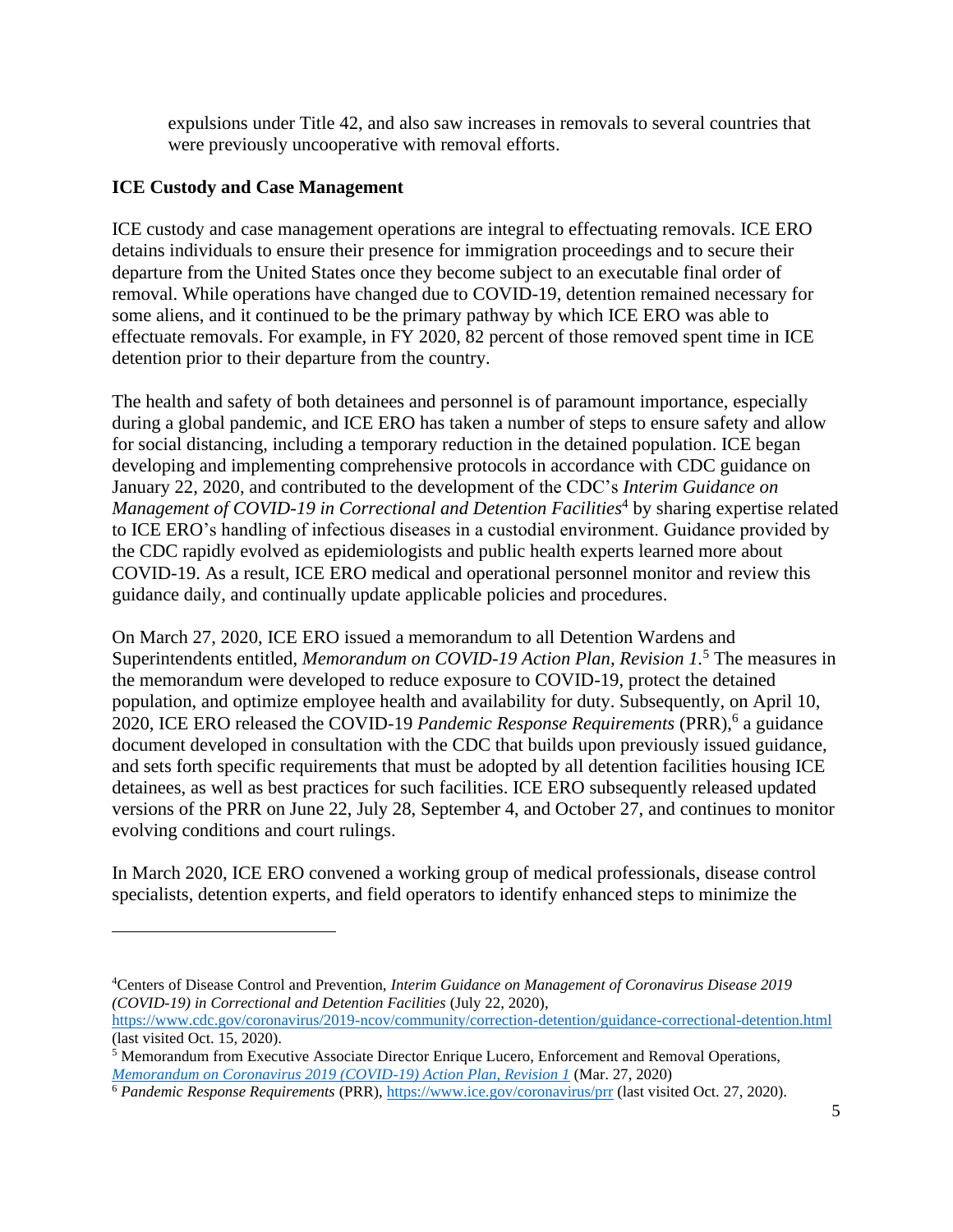expulsions under Title 42, and also saw increases in removals to several countries that were previously uncooperative with removal efforts.

**ICE Custody and Case Management**

ICE custody and case management operations are integral to effectuating removals. ICE ERO detains individuals to ensure their presence for immigration proceedings and to secure their departure from the United States once they become subject to an executable final order of removal. While operations have changed due to COVID-19, detention remained necessary for some aliens, and it continued to be the primary pathway by which ICE ERO was able to effectuate removals. For example, in FY 2020, 82 percent of those removed spent time in ICE detention prior to their departure from the country.

The health and safety of both detainees and personnel is of paramount importance, especially during a global pandemic, and ICE ERO has taken a number of steps to ensure safety and allow for social distancing, including a temporary reduction in the detained population. ICE began developing and implementing comprehensive protocols in accordance with CDC guidance on January 22, 2020, and contributed to the development of the CDC's *Interim Guidance on Management of COVID-19 in Correctional and Detention Facilities*[4] by sharing expertise related to ICE ERO's handling of infectious diseases in a custodial environment. Guidance provided by the CDC rapidly evolved as epidemiologists and public health experts learned more about COVID-19. As a result, ICE ERO medical and operational personnel monitor and review this guidance daily, and continually update applicable policies and procedures.

On March 27, 2020, ICE ERO issued a memorandum to all Detention Wardens and Superintendents entitled, *Memorandum on COVID-19 Action Plan, Revision 1*.[5] The measures in the memorandum were developed to reduce exposure to COVID-19, protect the detained population, and optimize employee health and availability for duty. Subsequently, on April 10, 2020, ICE ERO released the COVID-19 *Pandemic Response Requirements* (PRR),[6] a guidance document developed in consultation with the CDC that builds upon previously issued guidance, and sets forth specific requirements that must be adopted by all detention facilities housing ICE detainees, as well as best practices for such facilities. ICE ERO subsequently released updated versions of the PRR on June 22, July 28, September 4, and October 27, and continues to monitor evolving conditions and court rulings.

In March 2020, ICE ERO convened a working group of medical professionals, disease control specialists, detention experts, and field operators to identify enhanced steps to minimize the

---

[4] Centers of Disease Control and Prevention, *Interim Guidance on Management of Coronavirus Disease 2019 (COVID-19) in Correctional and Detention Facilities* (July 22, 2020), https://www.cdc.gov/coronavirus/2019-ncov/community/correction-detention/guidance-correctional-detention.html (last visited Oct. 15, 2020).

[5] Memorandum from Executive Associate Director Enrique Lucero, Enforcement and Removal Operations, *Memorandum on Coronavirus 2019 (COVID-19) Action Plan, Revision 1* (Mar. 27, 2020)

[6] *Pandemic Response Requirements* (PRR), https://www.ice.gov/coronavirus/prr (last visited Oct. 27, 2020).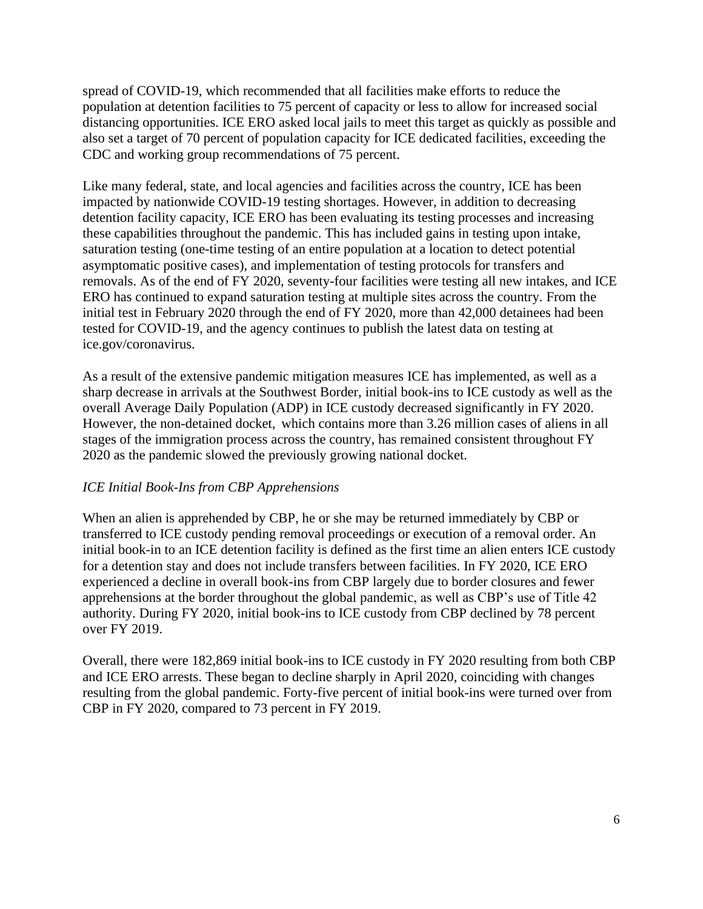spread of COVID-19, which recommended that all facilities make efforts to reduce the population at detention facilities to 75 percent of capacity or less to allow for increased social distancing opportunities. ICE ERO asked local jails to meet this target as quickly as possible and also set a target of 70 percent of population capacity for ICE dedicated facilities, exceeding the CDC and working group recommendations of 75 percent.

Like many federal, state, and local agencies and facilities across the country, ICE has been impacted by nationwide COVID-19 testing shortages. However, in addition to decreasing detention facility capacity, ICE ERO has been evaluating its testing processes and increasing these capabilities throughout the pandemic. This has included gains in testing upon intake, saturation testing (one-time testing of an entire population at a location to detect potential asymptomatic positive cases), and implementation of testing protocols for transfers and removals. As of the end of FY 2020, seventy-four facilities were testing all new intakes, and ICE ERO has continued to expand saturation testing at multiple sites across the country. From the initial test in February 2020 through the end of FY 2020, more than 42,000 detainees had been tested for COVID-19, and the agency continues to publish the latest data on testing at ice.gov/coronavirus.

As a result of the extensive pandemic mitigation measures ICE has implemented, as well as a sharp decrease in arrivals at the Southwest Border, initial book-ins to ICE custody as well as the overall Average Daily Population (ADP) in ICE custody decreased significantly in FY 2020. However, the non-detained docket, which contains more than 3.26 million cases of aliens in all stages of the immigration process across the country, has remained consistent throughout FY 2020 as the pandemic slowed the previously growing national docket.

*ICE Initial Book-Ins from CBP Apprehensions*

When an alien is apprehended by CBP, he or she may be returned immediately by CBP or transferred to ICE custody pending removal proceedings or execution of a removal order. An initial book-in to an ICE detention facility is defined as the first time an alien enters ICE custody for a detention stay and does not include transfers between facilities. In FY 2020, ICE ERO experienced a decline in overall book-ins from CBP largely due to border closures and fewer apprehensions at the border throughout the global pandemic, as well as CBP's use of Title 42 authority. During FY 2020, initial book-ins to ICE custody from CBP declined by 78 percent over FY 2019.

Overall, there were 182,869 initial book-ins to ICE custody in FY 2020 resulting from both CBP and ICE ERO arrests. These began to decline sharply in April 2020, coinciding with changes resulting from the global pandemic. Forty-five percent of initial book-ins were turned over from CBP in FY 2020, compared to 73 percent in FY 2019.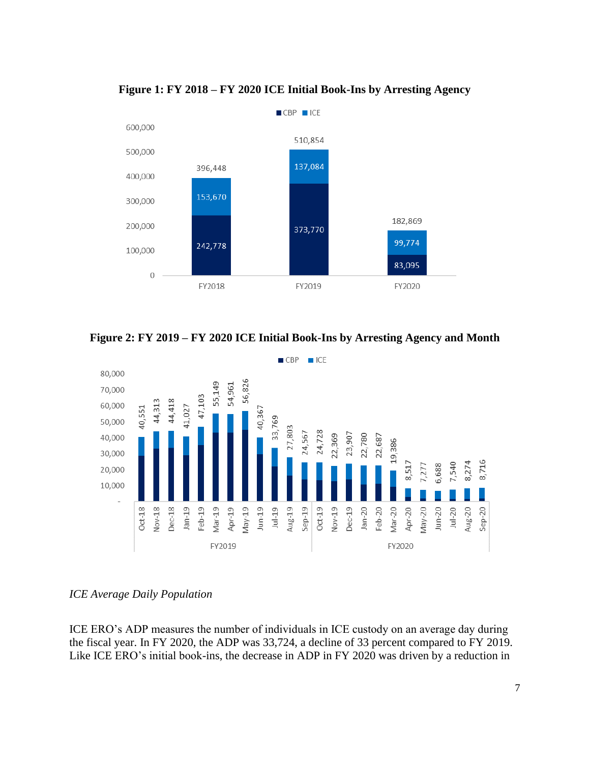**Figure 1: FY 2018 – FY 2020 ICE Initial Book-Ins by Arresting Agency**

| | CBP | ICE | Total |
|---|---|---|---|
| FY2018 | 242,778 | 153,670 | 396,448 |
| FY2019 | 373,770 | 137,084 | 510,854 |
| FY2020 | 83,095 | 99,774 | 182,869 |

**Figure 2: FY 2019 – FY 2020 ICE Initial Book-Ins by Arresting Agency and Month**

| Fiscal Year | Month | Total |
|---|---|---|
| FY2019 | Oct-18 | 40,551 |
| FY2019 | Nov-18 | 44,313 |
| FY2019 | Dec-18 | 44,418 |
| FY2019 | Jan-19 | 41,027 |
| FY2019 | Feb-19 | 47,103 |
| FY2019 | Mar-19 | 55,149 |
| FY2019 | Apr-19 | 54,961 |
| FY2019 | May-19 | 56,826 |
| FY2019 | Jun-19 | 40,367 |
| FY2019 | Jul-19 | 33,769 |
| FY2019 | Aug-19 | 27,803 |
| FY2019 | Sep-19 | 24,567 |
| FY2020 | Oct-19 | 24,728 |
| FY2020 | Nov-19 | 22,369 |
| FY2020 | Dec-19 | 23,907 |
| FY2020 | Jan-20 | 22,780 |
| FY2020 | Feb-20 | 22,687 |
| FY2020 | Mar-20 | 19,386 |
| FY2020 | Apr-20 | 8,517 |
| FY2020 | May-20 | 7,277 |
| FY2020 | Jun-20 | 6,688 |
| FY2020 | Jul-20 | 7,540 |
| FY2020 | Aug-20 | 8,274 |
| FY2020 | Sep-20 | 8,716 |

*ICE Average Daily Population*

ICE ERO's ADP measures the number of individuals in ICE custody on an average day during the fiscal year. In FY 2020, the ADP was 33,724, a decline of 33 percent compared to FY 2019. Like ICE ERO's initial book-ins, the decrease in ADP in FY 2020 was driven by a reduction in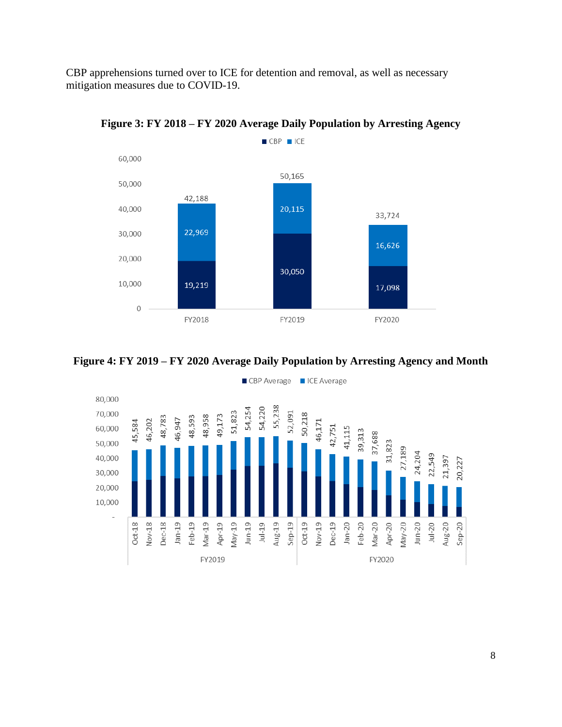CBP apprehensions turned over to ICE for detention and removal, as well as necessary mitigation measures due to COVID-19.

**Figure 3: FY 2018 – FY 2020 Average Daily Population by Arresting Agency**

| | CBP | ICE | Total |
|---|---|---|---|
| FY2018 | 19,219 | 22,969 | 42,188 |
| FY2019 | 30,050 | 20,115 | 50,165 |
| FY2020 | 17,098 | 16,626 | 33,724 |

**Figure 4: FY 2019 – FY 2020 Average Daily Population by Arresting Agency and Month**

| Fiscal Year | Month | Total (CBP Average + ICE Average) |
|---|---|---|
| FY2019 | Oct-18 | 45,584 |
| FY2019 | Nov-18 | 46,202 |
| FY2019 | Dec-18 | 48,783 |
| FY2019 | Jan-19 | 46,947 |
| FY2019 | Feb-19 | 48,593 |
| FY2019 | Mar-19 | 48,958 |
| FY2019 | Apr-19 | 49,173 |
| FY2019 | May-19 | 51,823 |
| FY2019 | Jun-19 | 54,254 |
| FY2019 | Jul-19 | 54,220 |
| FY2019 | Aug-19 | 55,238 |
| FY2019 | Sep-19 | 52,091 |
| FY2020 | Oct-19 | 50,218 |
| FY2020 | Nov-19 | 46,171 |
| FY2020 | Dec-19 | 42,751 |
| FY2020 | Jan-20 | 41,115 |
| FY2020 | Feb-20 | 39,313 |
| FY2020 | Mar-20 | 37,688 |
| FY2020 | Apr-20 | 31,823 |
| FY2020 | May-20 | 27,189 |
| FY2020 | Jun-20 | 24,204 |
| FY2020 | Jul-20 | 22,549 |
| FY2020 | Aug-20 | 21,397 |
| FY2020 | Sep-20 | 20,227 |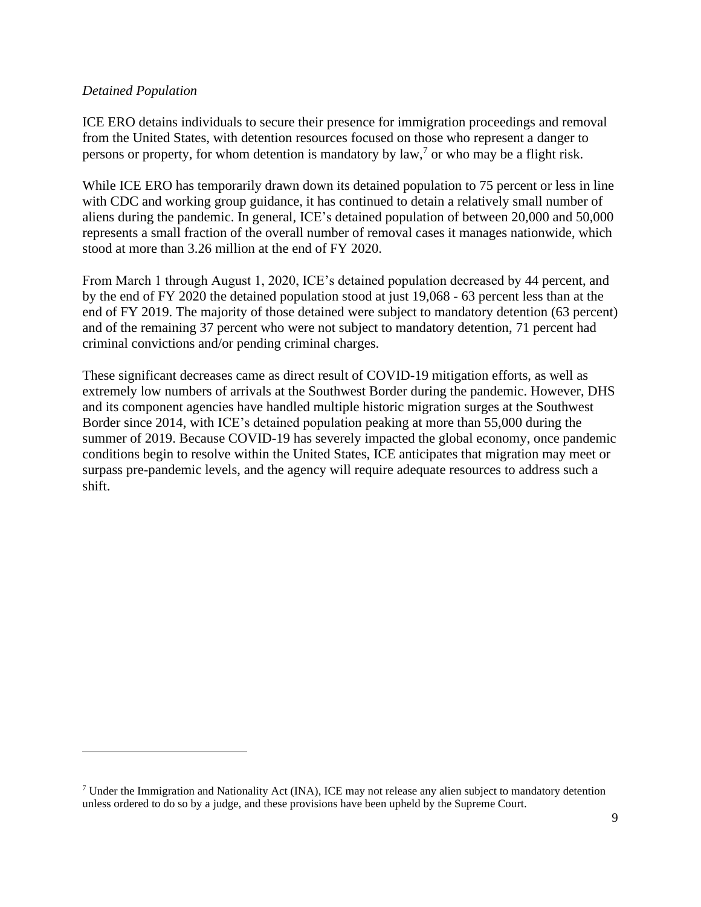*Detained Population*

ICE ERO detains individuals to secure their presence for immigration proceedings and removal from the United States, with detention resources focused on those who represent a danger to persons or property, for whom detention is mandatory by law,[7] or who may be a flight risk.

While ICE ERO has temporarily drawn down its detained population to 75 percent or less in line with CDC and working group guidance, it has continued to detain a relatively small number of aliens during the pandemic. In general, ICE's detained population of between 20,000 and 50,000 represents a small fraction of the overall number of removal cases it manages nationwide, which stood at more than 3.26 million at the end of FY 2020.

From March 1 through August 1, 2020, ICE's detained population decreased by 44 percent, and by the end of FY 2020 the detained population stood at just 19,068 - 63 percent less than at the end of FY 2019. The majority of those detained were subject to mandatory detention (63 percent) and of the remaining 37 percent who were not subject to mandatory detention, 71 percent had criminal convictions and/or pending criminal charges.

These significant decreases came as direct result of COVID-19 mitigation efforts, as well as extremely low numbers of arrivals at the Southwest Border during the pandemic. However, DHS and its component agencies have handled multiple historic migration surges at the Southwest Border since 2014, with ICE's detained population peaking at more than 55,000 during the summer of 2019. Because COVID-19 has severely impacted the global economy, once pandemic conditions begin to resolve within the United States, ICE anticipates that migration may meet or surpass pre-pandemic levels, and the agency will require adequate resources to address such a shift.

---

[7] Under the Immigration and Nationality Act (INA), ICE may not release any alien subject to mandatory detention unless ordered to do so by a judge, and these provisions have been upheld by the Supreme Court.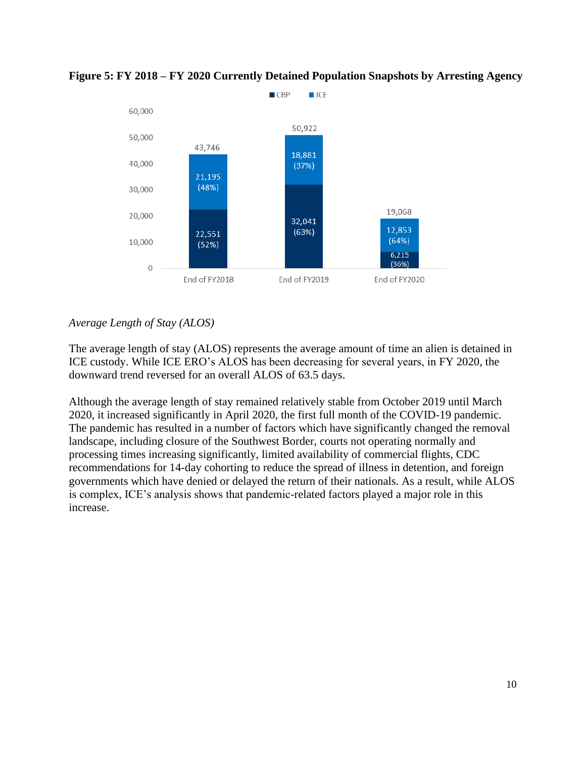**Figure 5: FY 2018 – FY 2020 Currently Detained Population Snapshots by Arresting Agency**

| | CBP | ICE | Total |
|---|---|---|---|
| End of FY2018 | 22,551 (52%) | 21,195 (48%) | 43,746 |
| End of FY2019 | 32,041 (63%) | 18,881 (37%) | 50,922 |
| End of FY2020 | 6,215 (36%) | 12,853 (64%) | 19,068 |

*Average Length of Stay (ALOS)*

The average length of stay (ALOS) represents the average amount of time an alien is detained in ICE custody. While ICE ERO's ALOS has been decreasing for several years, in FY 2020, the downward trend reversed for an overall ALOS of 63.5 days.

Although the average length of stay remained relatively stable from October 2019 until March 2020, it increased significantly in April 2020, the first full month of the COVID-19 pandemic. The pandemic has resulted in a number of factors which have significantly changed the removal landscape, including closure of the Southwest Border, courts not operating normally and processing times increasing significantly, limited availability of commercial flights, CDC recommendations for 14-day cohorting to reduce the spread of illness in detention, and foreign governments which have denied or delayed the return of their nationals. As a result, while ALOS is complex, ICE's analysis shows that pandemic-related factors played a major role in this increase.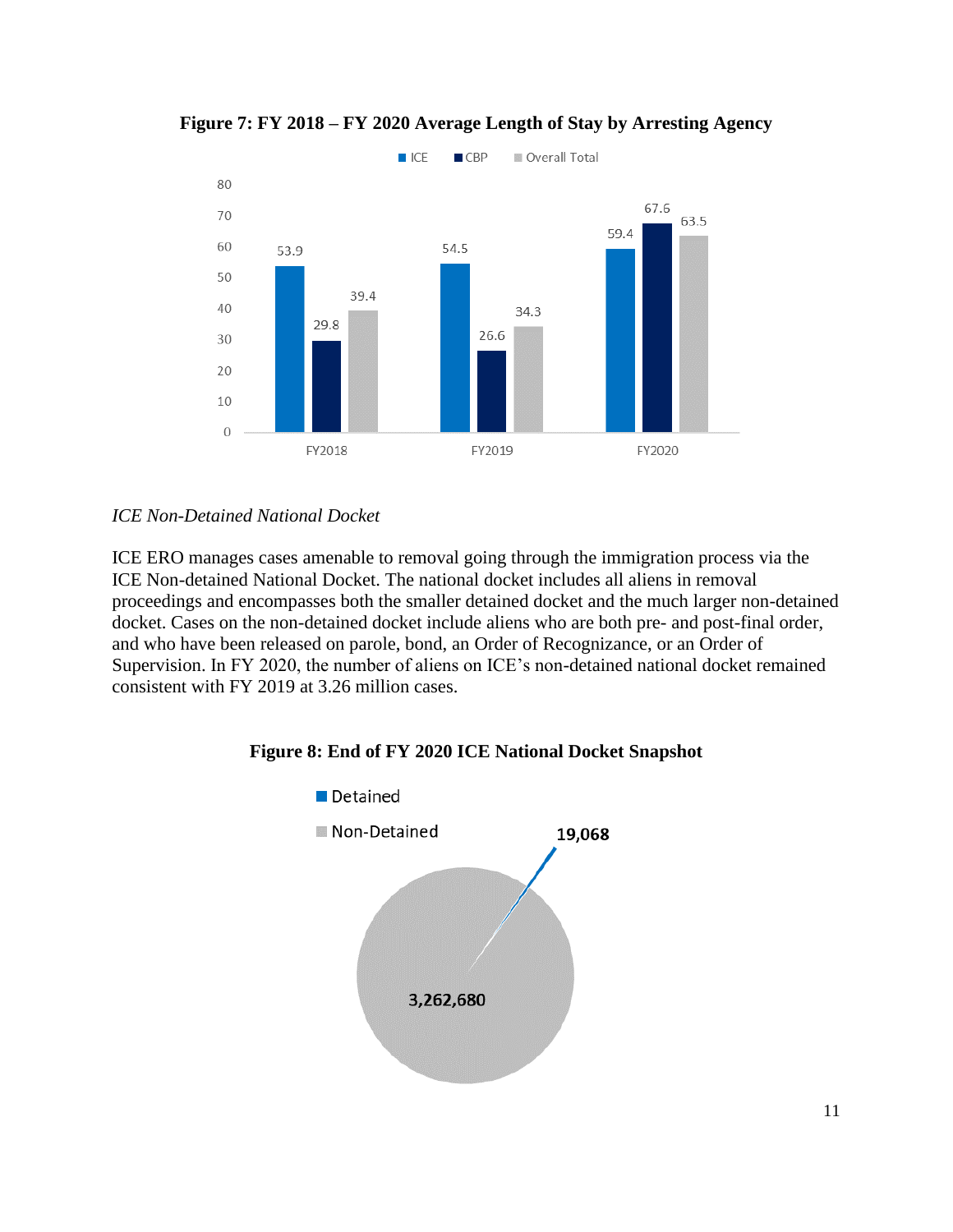**Figure 7: FY 2018 – FY 2020 Average Length of Stay by Arresting Agency**

| | ICE | CBP | Overall Total |
|---|---|---|---|
| FY2018 | 53.9 | 29.8 | 39.4 |
| FY2019 | 54.5 | 26.6 | 34.3 |
| FY2020 | 59.4 | 67.6 | 63.5 |

*ICE Non-Detained National Docket*

ICE ERO manages cases amenable to removal going through the immigration process via the ICE Non-detained National Docket. The national docket includes all aliens in removal proceedings and encompasses both the smaller detained docket and the much larger non-detained docket. Cases on the non-detained docket include aliens who are both pre- and post-final order, and who have been released on parole, bond, an Order of Recognizance, or an Order of Supervision. In FY 2020, the number of aliens on ICE's non-detained national docket remained consistent with FY 2019 at 3.26 million cases.

**Figure 8: End of FY 2020 ICE National Docket Snapshot**

| Category | Count |
|---|---|
| Detained | 19,068 |
| Non-Detained | 3,262,680 |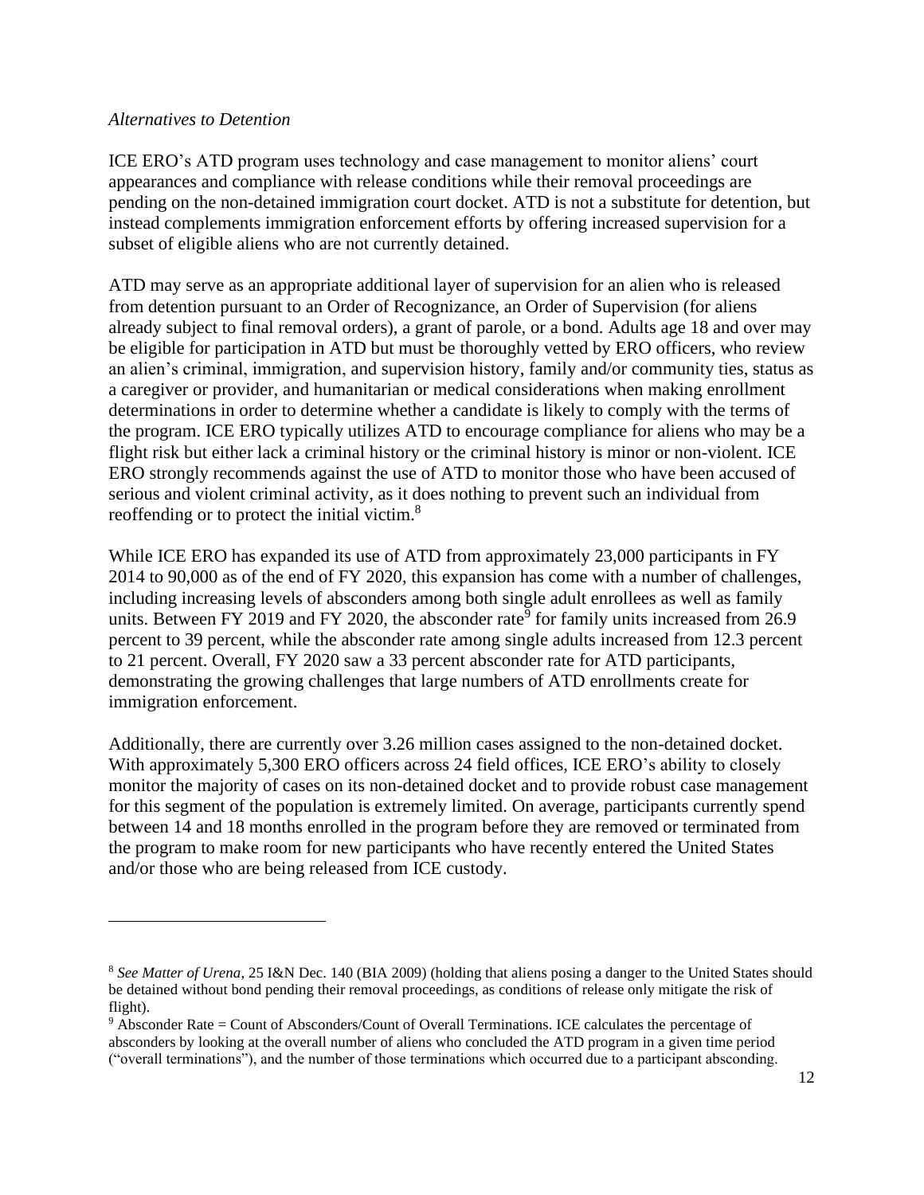*Alternatives to Detention*

ICE ERO's ATD program uses technology and case management to monitor aliens' court appearances and compliance with release conditions while their removal proceedings are pending on the non-detained immigration court docket. ATD is not a substitute for detention, but instead complements immigration enforcement efforts by offering increased supervision for a subset of eligible aliens who are not currently detained.

ATD may serve as an appropriate additional layer of supervision for an alien who is released from detention pursuant to an Order of Recognizance, an Order of Supervision (for aliens already subject to final removal orders), a grant of parole, or a bond. Adults age 18 and over may be eligible for participation in ATD but must be thoroughly vetted by ERO officers, who review an alien's criminal, immigration, and supervision history, family and/or community ties, status as a caregiver or provider, and humanitarian or medical considerations when making enrollment determinations in order to determine whether a candidate is likely to comply with the terms of the program. ICE ERO typically utilizes ATD to encourage compliance for aliens who may be a flight risk but either lack a criminal history or the criminal history is minor or non-violent. ICE ERO strongly recommends against the use of ATD to monitor those who have been accused of serious and violent criminal activity, as it does nothing to prevent such an individual from reoffending or to protect the initial victim.[8]

While ICE ERO has expanded its use of ATD from approximately 23,000 participants in FY 2014 to 90,000 as of the end of FY 2020, this expansion has come with a number of challenges, including increasing levels of absconders among both single adult enrollees as well as family units. Between FY 2019 and FY 2020, the absconder rate[9] for family units increased from 26.9 percent to 39 percent, while the absconder rate among single adults increased from 12.3 percent to 21 percent. Overall, FY 2020 saw a 33 percent absconder rate for ATD participants, demonstrating the growing challenges that large numbers of ATD enrollments create for immigration enforcement.

Additionally, there are currently over 3.26 million cases assigned to the non-detained docket. With approximately 5,300 ERO officers across 24 field offices, ICE ERO's ability to closely monitor the majority of cases on its non-detained docket and to provide robust case management for this segment of the population is extremely limited. On average, participants currently spend between 14 and 18 months enrolled in the program before they are removed or terminated from the program to make room for new participants who have recently entered the United States and/or those who are being released from ICE custody.

---

[8] *See Matter of Urena*, 25 I&N Dec. 140 (BIA 2009) (holding that aliens posing a danger to the United States should be detained without bond pending their removal proceedings, as conditions of release only mitigate the risk of flight).

[9] Absconder Rate = Count of Absconders/Count of Overall Terminations. ICE calculates the percentage of absconders by looking at the overall number of aliens who concluded the ATD program in a given time period ("overall terminations"), and the number of those terminations which occurred due to a participant absconding.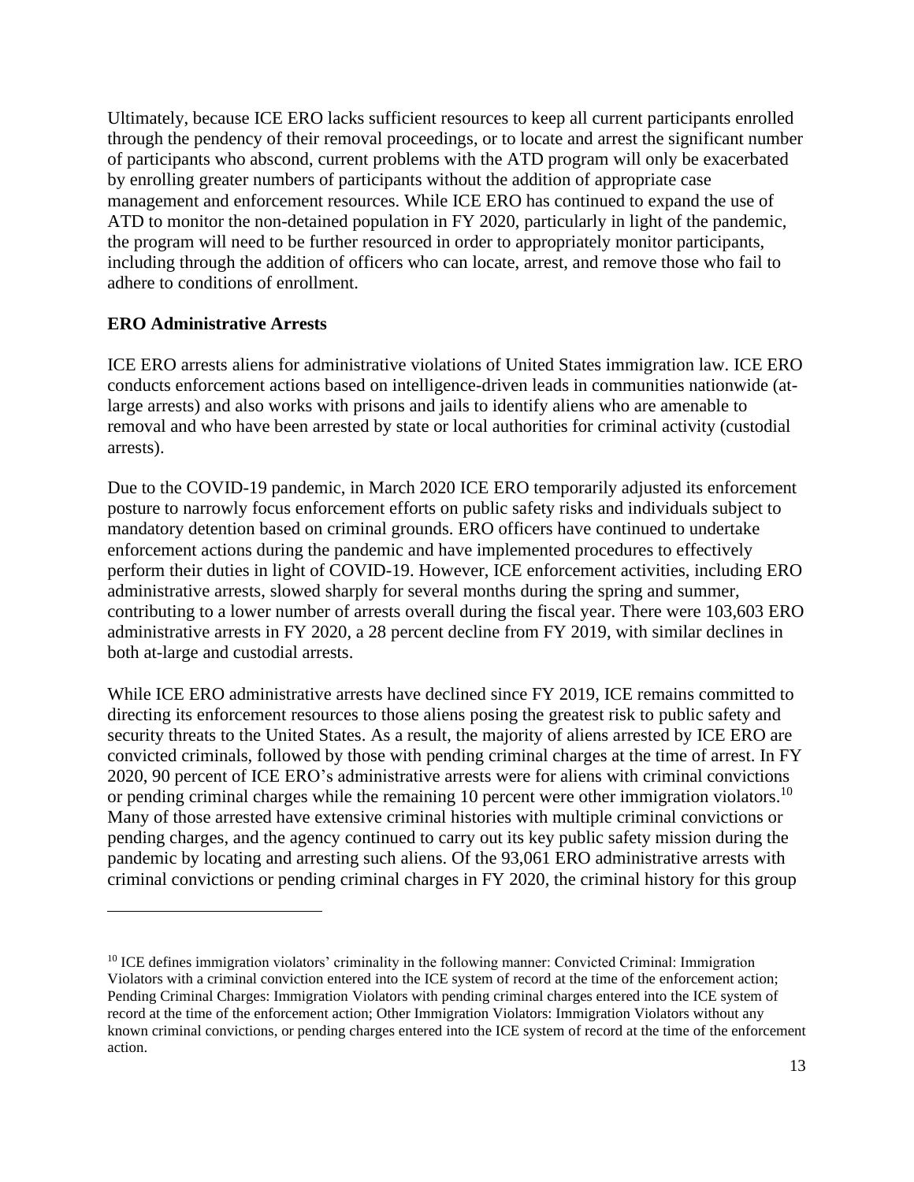Ultimately, because ICE ERO lacks sufficient resources to keep all current participants enrolled through the pendency of their removal proceedings, or to locate and arrest the significant number of participants who abscond, current problems with the ATD program will only be exacerbated by enrolling greater numbers of participants without the addition of appropriate case management and enforcement resources. While ICE ERO has continued to expand the use of ATD to monitor the non-detained population in FY 2020, particularly in light of the pandemic, the program will need to be further resourced in order to appropriately monitor participants, including through the addition of officers who can locate, arrest, and remove those who fail to adhere to conditions of enrollment.

**ERO Administrative Arrests**

ICE ERO arrests aliens for administrative violations of United States immigration law. ICE ERO conducts enforcement actions based on intelligence-driven leads in communities nationwide (at-large arrests) and also works with prisons and jails to identify aliens who are amenable to removal and who have been arrested by state or local authorities for criminal activity (custodial arrests).

Due to the COVID-19 pandemic, in March 2020 ICE ERO temporarily adjusted its enforcement posture to narrowly focus enforcement efforts on public safety risks and individuals subject to mandatory detention based on criminal grounds. ERO officers have continued to undertake enforcement actions during the pandemic and have implemented procedures to effectively perform their duties in light of COVID-19. However, ICE enforcement activities, including ERO administrative arrests, slowed sharply for several months during the spring and summer, contributing to a lower number of arrests overall during the fiscal year. There were 103,603 ERO administrative arrests in FY 2020, a 28 percent decline from FY 2019, with similar declines in both at-large and custodial arrests.

While ICE ERO administrative arrests have declined since FY 2019, ICE remains committed to directing its enforcement resources to those aliens posing the greatest risk to public safety and security threats to the United States. As a result, the majority of aliens arrested by ICE ERO are convicted criminals, followed by those with pending criminal charges at the time of arrest. In FY 2020, 90 percent of ICE ERO's administrative arrests were for aliens with criminal convictions or pending criminal charges while the remaining 10 percent were other immigration violators.[10] Many of those arrested have extensive criminal histories with multiple criminal convictions or pending charges, and the agency continued to carry out its key public safety mission during the pandemic by locating and arresting such aliens. Of the 93,061 ERO administrative arrests with criminal convictions or pending criminal charges in FY 2020, the criminal history for this group

---

[10] ICE defines immigration violators' criminality in the following manner: Convicted Criminal: Immigration Violators with a criminal conviction entered into the ICE system of record at the time of the enforcement action; Pending Criminal Charges: Immigration Violators with pending criminal charges entered into the ICE system of record at the time of the enforcement action; Other Immigration Violators: Immigration Violators without any known criminal convictions, or pending charges entered into the ICE system of record at the time of the enforcement action.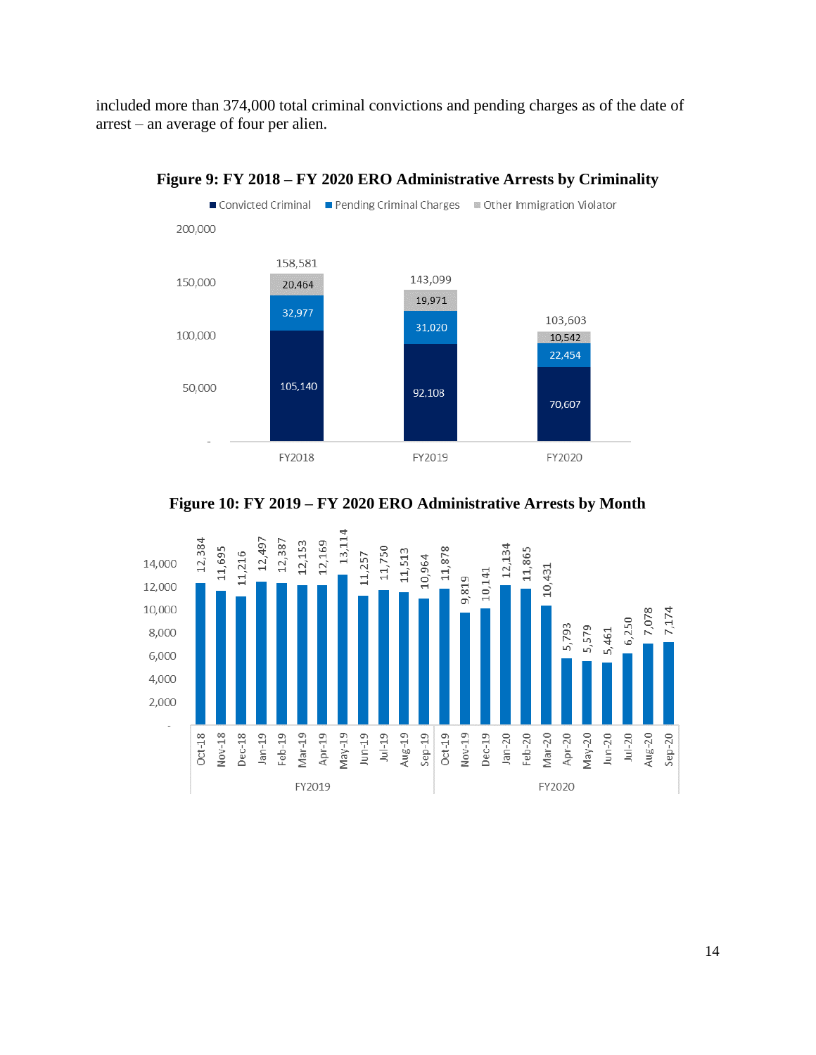included more than 374,000 total criminal convictions and pending charges as of the date of arrest – an average of four per alien.

**Figure 9: FY 2018 – FY 2020 ERO Administrative Arrests by Criminality**

| | FY2018 | FY2019 | FY2020 |
|---|---|---|---|
| Convicted Criminal | 105,140 | 92,108 | 70,607 |
| Pending Criminal Charges | 32,977 | 31,020 | 22,454 |
| Other Immigration Violator | 20,464 | 19,971 | 10,542 |
| Total | 158,581 | 143,099 | 103,603 |

**Figure 10: FY 2019 – FY 2020 ERO Administrative Arrests by Month**

| Fiscal Year | Month | Arrests |
|---|---|---|
| FY2019 | Oct-18 | 12,384 |
| FY2019 | Nov-18 | 11,695 |
| FY2019 | Dec-18 | 11,216 |
| FY2019 | Jan-19 | 12,497 |
| FY2019 | Feb-19 | 12,387 |
| FY2019 | Mar-19 | 12,153 |
| FY2019 | Apr-19 | 12,169 |
| FY2019 | May-19 | 13,114 |
| FY2019 | Jun-19 | 11,257 |
| FY2019 | Jul-19 | 11,750 |
| FY2019 | Aug-19 | 11,513 |
| FY2019 | Sep-19 | 10,964 |
| FY2020 | Oct-19 | 11,878 |
| FY2020 | Nov-19 | 9,819 |
| FY2020 | Dec-19 | 10,141 |
| FY2020 | Jan-20 | 12,134 |
| FY2020 | Feb-20 | 11,865 |
| FY2020 | Mar-20 | 10,431 |
| FY2020 | Apr-20 | 5,793 |
| FY2020 | May-20 | 5,579 |
| FY2020 | Jun-20 | 5,461 |
| FY2020 | Jul-20 | 6,250 |
| FY2020 | Aug-20 | 7,078 |
| FY2020 | Sep-20 | 7,174 |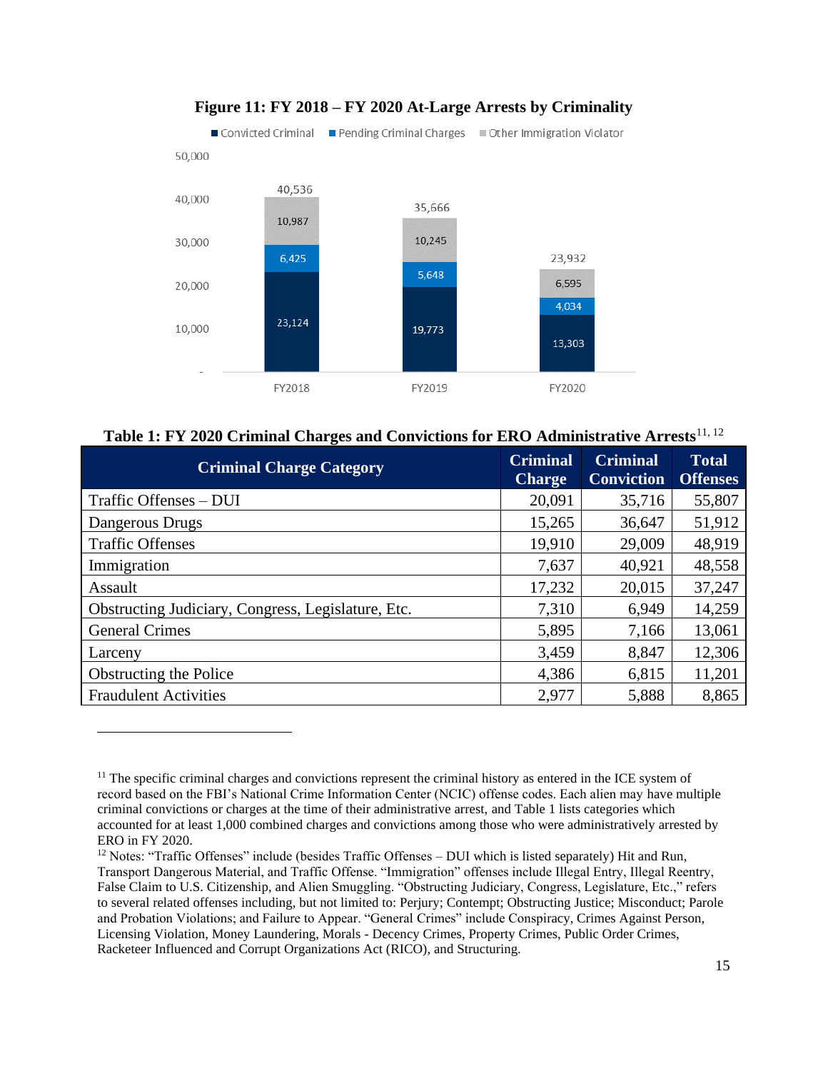**Figure 11: FY 2018 – FY 2020 At-Large Arrests by Criminality**

| | FY2018 | FY2019 | FY2020 |
|---|---|---|---|
| Convicted Criminal | 23,124 | 19,773 | 13,303 |
| Pending Criminal Charges | 6,425 | 5,648 | 4,034 |
| Other Immigration Violator | 10,987 | 10,245 | 6,595 |
| Total | 40,536 | 35,666 | 23,932 |

**Table 1: FY 2020 Criminal Charges and Convictions for ERO Administrative Arrests**[11, 12]

| Criminal Charge Category | Criminal Charge | Criminal Conviction | Total Offenses |
|---|---|---|---|
| Traffic Offenses – DUI | 20,091 | 35,716 | 55,807 |
| Dangerous Drugs | 15,265 | 36,647 | 51,912 |
| Traffic Offenses | 19,910 | 29,009 | 48,919 |
| Immigration | 7,637 | 40,921 | 48,558 |
| Assault | 17,232 | 20,015 | 37,247 |
| Obstructing Judiciary, Congress, Legislature, Etc. | 7,310 | 6,949 | 14,259 |
| General Crimes | 5,895 | 7,166 | 13,061 |
| Larceny | 3,459 | 8,847 | 12,306 |
| Obstructing the Police | 4,386 | 6,815 | 11,201 |
| Fraudulent Activities | 2,977 | 5,888 | 8,865 |

---

[11] The specific criminal charges and convictions represent the criminal history as entered in the ICE system of record based on the FBI's National Crime Information Center (NCIC) offense codes. Each alien may have multiple criminal convictions or charges at the time of their administrative arrest, and Table 1 lists categories which accounted for at least 1,000 combined charges and convictions among those who were administratively arrested by ERO in FY 2020.

[12] Notes: "Traffic Offenses" include (besides Traffic Offenses – DUI which is listed separately) Hit and Run, Transport Dangerous Material, and Traffic Offense. "Immigration" offenses include Illegal Entry, Illegal Reentry, False Claim to U.S. Citizenship, and Alien Smuggling. "Obstructing Judiciary, Congress, Legislature, Etc.," refers to several related offenses including, but not limited to: Perjury; Contempt; Obstructing Justice; Misconduct; Parole and Probation Violations; and Failure to Appear. "General Crimes" include Conspiracy, Crimes Against Person, Licensing Violation, Money Laundering, Morals - Decency Crimes, Property Crimes, Public Order Crimes, Racketeer Influenced and Corrupt Organizations Act (RICO), and Structuring.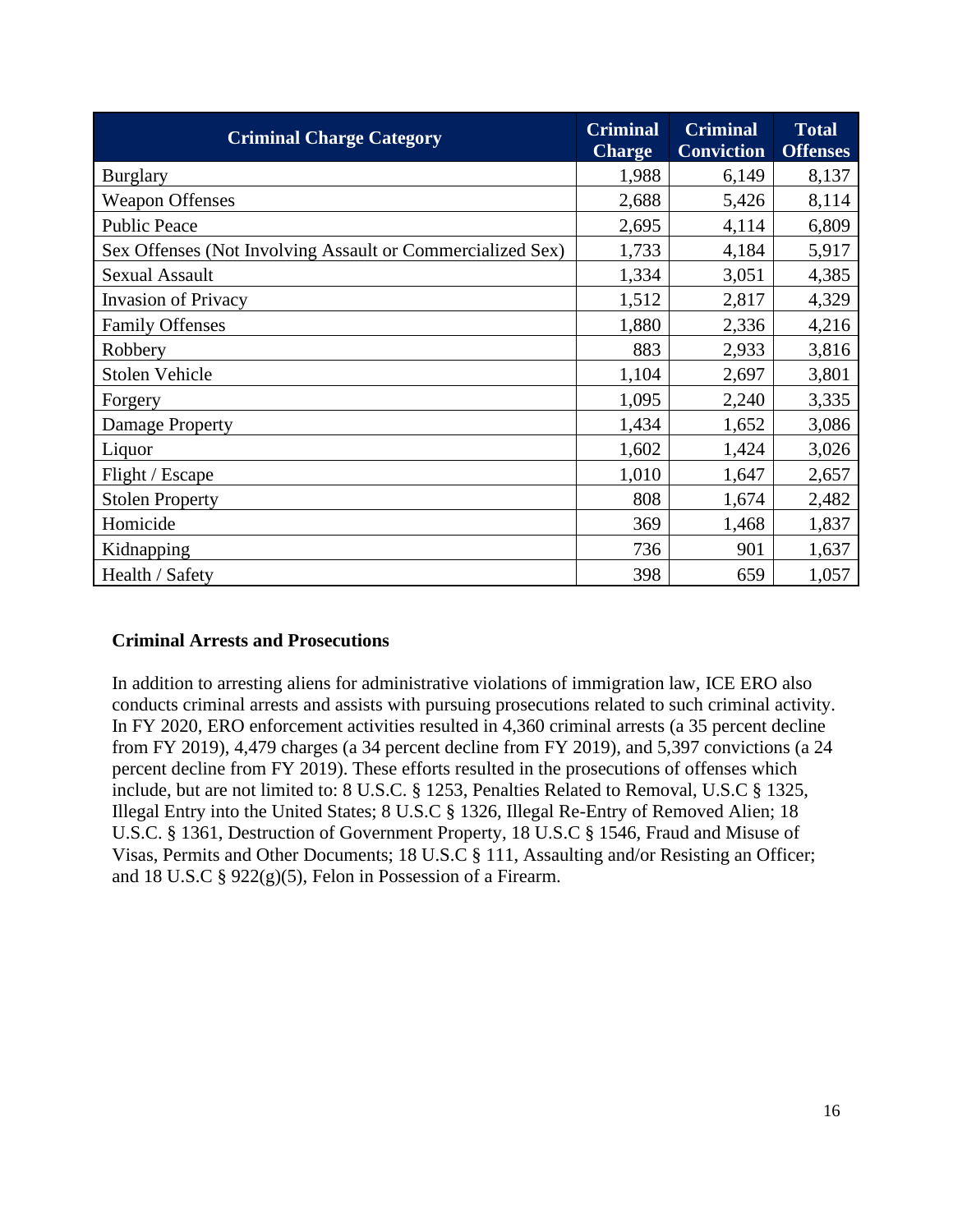| Criminal Charge Category | Criminal Charge | Criminal Conviction | Total Offenses |
|---|---|---|---|
| Burglary | 1,988 | 6,149 | 8,137 |
| Weapon Offenses | 2,688 | 5,426 | 8,114 |
| Public Peace | 2,695 | 4,114 | 6,809 |
| Sex Offenses (Not Involving Assault or Commercialized Sex) | 1,733 | 4,184 | 5,917 |
| Sexual Assault | 1,334 | 3,051 | 4,385 |
| Invasion of Privacy | 1,512 | 2,817 | 4,329 |
| Family Offenses | 1,880 | 2,336 | 4,216 |
| Robbery | 883 | 2,933 | 3,816 |
| Stolen Vehicle | 1,104 | 2,697 | 3,801 |
| Forgery | 1,095 | 2,240 | 3,335 |
| Damage Property | 1,434 | 1,652 | 3,086 |
| Liquor | 1,602 | 1,424 | 3,026 |
| Flight / Escape | 1,010 | 1,647 | 2,657 |
| Stolen Property | 808 | 1,674 | 2,482 |
| Homicide | 369 | 1,468 | 1,837 |
| Kidnapping | 736 | 901 | 1,637 |
| Health / Safety | 398 | 659 | 1,057 |

**Criminal Arrests and Prosecutions**

In addition to arresting aliens for administrative violations of immigration law, ICE ERO also conducts criminal arrests and assists with pursuing prosecutions related to such criminal activity. In FY 2020, ERO enforcement activities resulted in 4,360 criminal arrests (a 35 percent decline from FY 2019), 4,479 charges (a 34 percent decline from FY 2019), and 5,397 convictions (a 24 percent decline from FY 2019). These efforts resulted in the prosecutions of offenses which include, but are not limited to: 8 U.S.C. § 1253, Penalties Related to Removal, U.S.C § 1325, Illegal Entry into the United States; 8 U.S.C § 1326, Illegal Re-Entry of Removed Alien; 18 U.S.C. § 1361, Destruction of Government Property, 18 U.S.C § 1546, Fraud and Misuse of Visas, Permits and Other Documents; 18 U.S.C § 111, Assaulting and/or Resisting an Officer; and 18 U.S.C § 922(g)(5), Felon in Possession of a Firearm.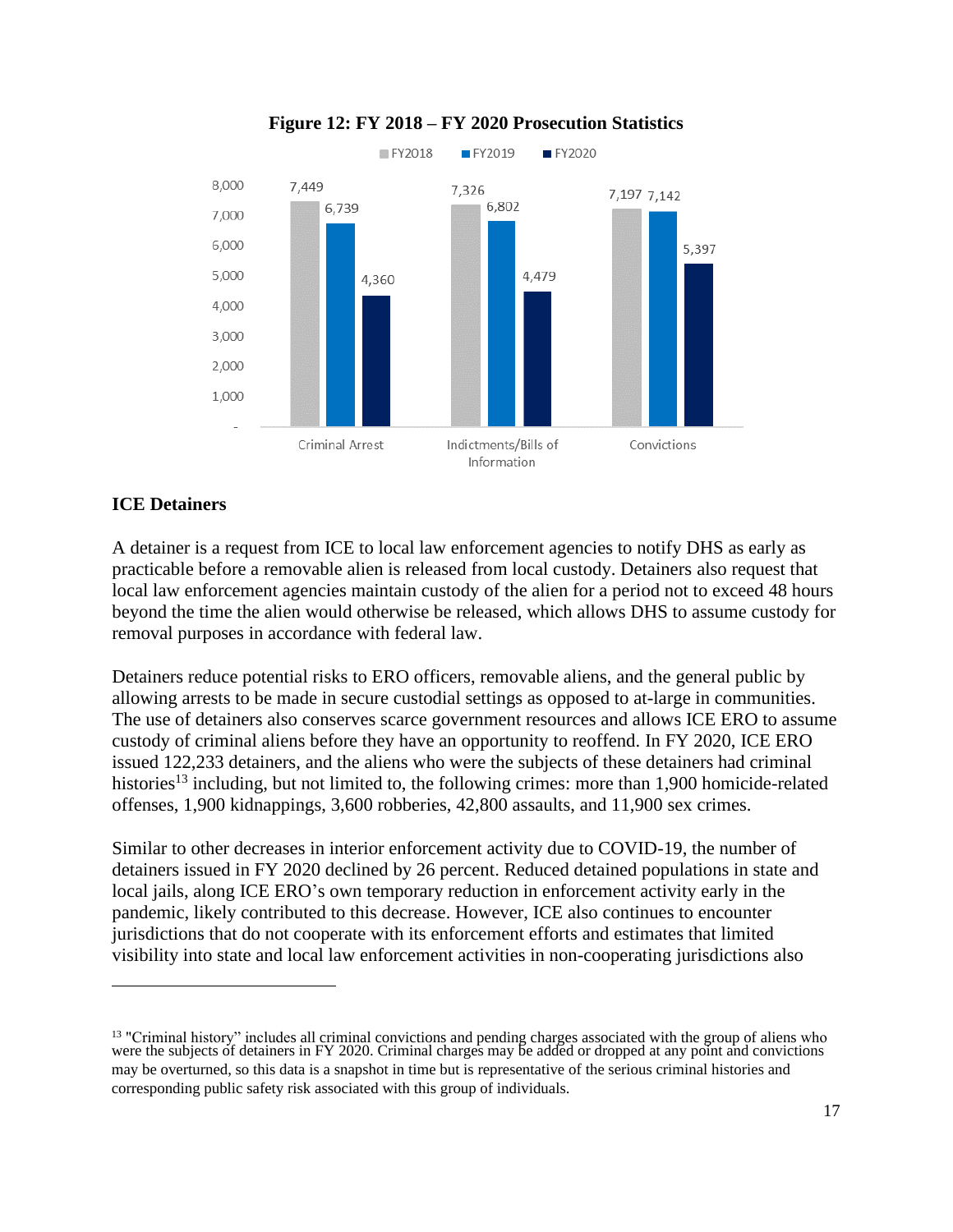**Figure 12: FY 2018 – FY 2020 Prosecution Statistics**

| | FY2018 | FY2019 | FY2020 |
|---|---|---|---|
| Criminal Arrest | 7,449 | 6,739 | 4,360 |
| Indictments/Bills of Information | 7,326 | 6,802 | 4,479 |
| Convictions | 7,197 | 7,142 | 5,397 |

## ICE Detainers

A detainer is a request from ICE to local law enforcement agencies to notify DHS as early as practicable before a removable alien is released from local custody. Detainers also request that local law enforcement agencies maintain custody of the alien for a period not to exceed 48 hours beyond the time the alien would otherwise be released, which allows DHS to assume custody for removal purposes in accordance with federal law.

Detainers reduce potential risks to ERO officers, removable aliens, and the general public by allowing arrests to be made in secure custodial settings as opposed to at-large in communities. The use of detainers also conserves scarce government resources and allows ICE ERO to assume custody of criminal aliens before they have an opportunity to reoffend. In FY 2020, ICE ERO issued 122,233 detainers, and the aliens who were the subjects of these detainers had criminal histories[13] including, but not limited to, the following crimes: more than 1,900 homicide-related offenses, 1,900 kidnappings, 3,600 robberies, 42,800 assaults, and 11,900 sex crimes.

Similar to other decreases in interior enforcement activity due to COVID-19, the number of detainers issued in FY 2020 declined by 26 percent. Reduced detained populations in state and local jails, along ICE ERO's own temporary reduction in enforcement activity early in the pandemic, likely contributed to this decrease. However, ICE also continues to encounter jurisdictions that do not cooperate with its enforcement efforts and estimates that limited visibility into state and local law enforcement activities in non-cooperating jurisdictions also

[13] "Criminal history" includes all criminal convictions and pending charges associated with the group of aliens who were the subjects of detainers in FY 2020. Criminal charges may be added or dropped at any point and convictions may be overturned, so this data is a snapshot in time but is representative of the serious criminal histories and corresponding public safety risk associated with this group of individuals.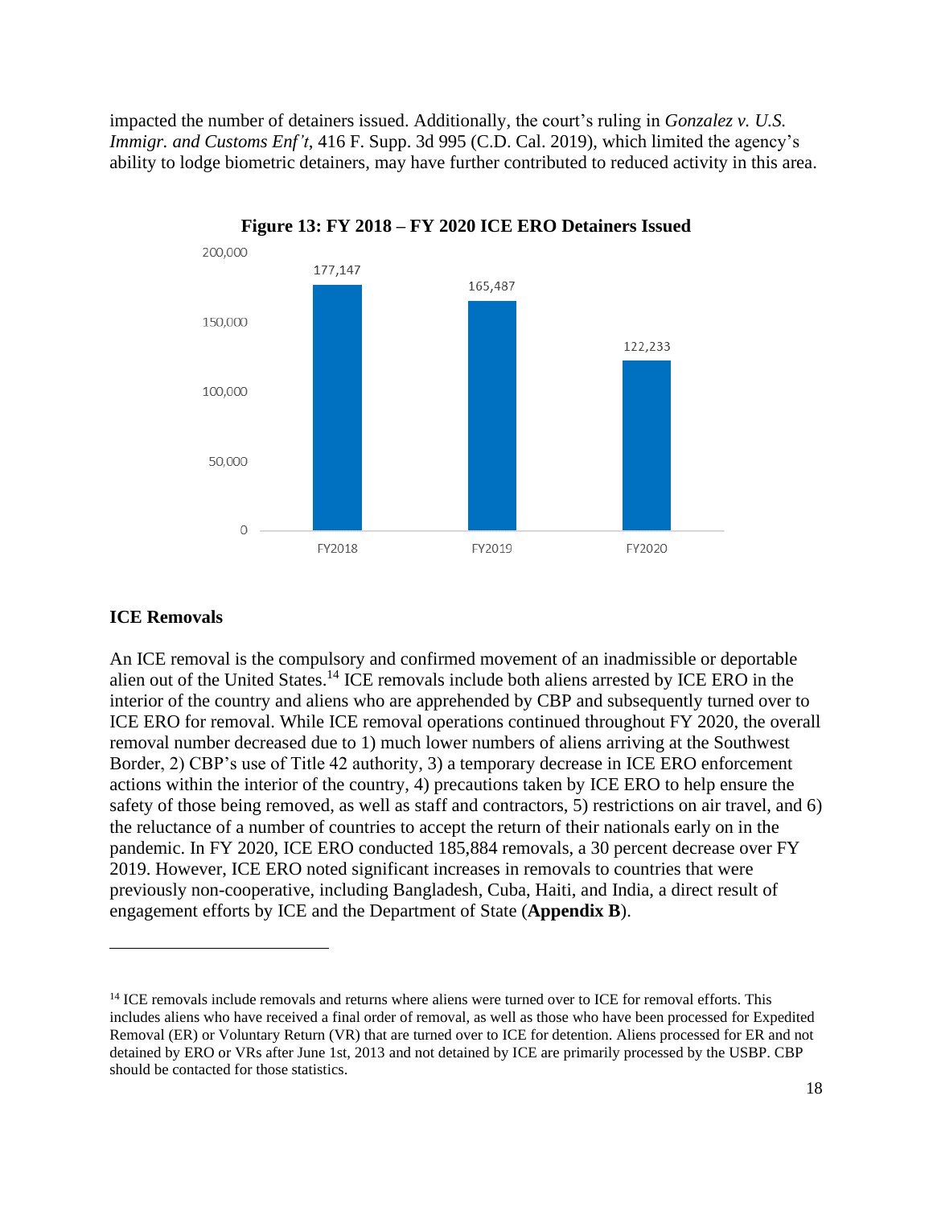impacted the number of detainers issued. Additionally, the court's ruling in *Gonzalez v. U.S. Immigr. and Customs Enf't*, 416 F. Supp. 3d 995 (C.D. Cal. 2019), which limited the agency's ability to lodge biometric detainers, may have further contributed to reduced activity in this area.

**Figure 13: FY 2018 – FY 2020 ICE ERO Detainers Issued**

| Fiscal Year | Detainers Issued |
| --- | --- |
| FY2018 | 177,147 |
| FY2019 | 165,487 |
| FY2020 | 122,233 |

### ICE Removals

An ICE removal is the compulsory and confirmed movement of an inadmissible or deportable alien out of the United States.[14] ICE removals include both aliens arrested by ICE ERO in the interior of the country and aliens who are apprehended by CBP and subsequently turned over to ICE ERO for removal. While ICE removal operations continued throughout FY 2020, the overall removal number decreased due to 1) much lower numbers of aliens arriving at the Southwest Border, 2) CBP's use of Title 42 authority, 3) a temporary decrease in ICE ERO enforcement actions within the interior of the country, 4) precautions taken by ICE ERO to help ensure the safety of those being removed, as well as staff and contractors, 5) restrictions on air travel, and 6) the reluctance of a number of countries to accept the return of their nationals early on in the pandemic. In FY 2020, ICE ERO conducted 185,884 removals, a 30 percent decrease over FY 2019. However, ICE ERO noted significant increases in removals to countries that were previously non-cooperative, including Bangladesh, Cuba, Haiti, and India, a direct result of engagement efforts by ICE and the Department of State (**Appendix B**).

---

[14] ICE removals include removals and returns where aliens were turned over to ICE for removal efforts. This includes aliens who have received a final order of removal, as well as those who have been processed for Expedited Removal (ER) or Voluntary Return (VR) that are turned over to ICE for detention. Aliens processed for ER and not detained by ERO or VRs after June 1st, 2013 and not detained by ICE are primarily processed by the USBP. CBP should be contacted for those statistics.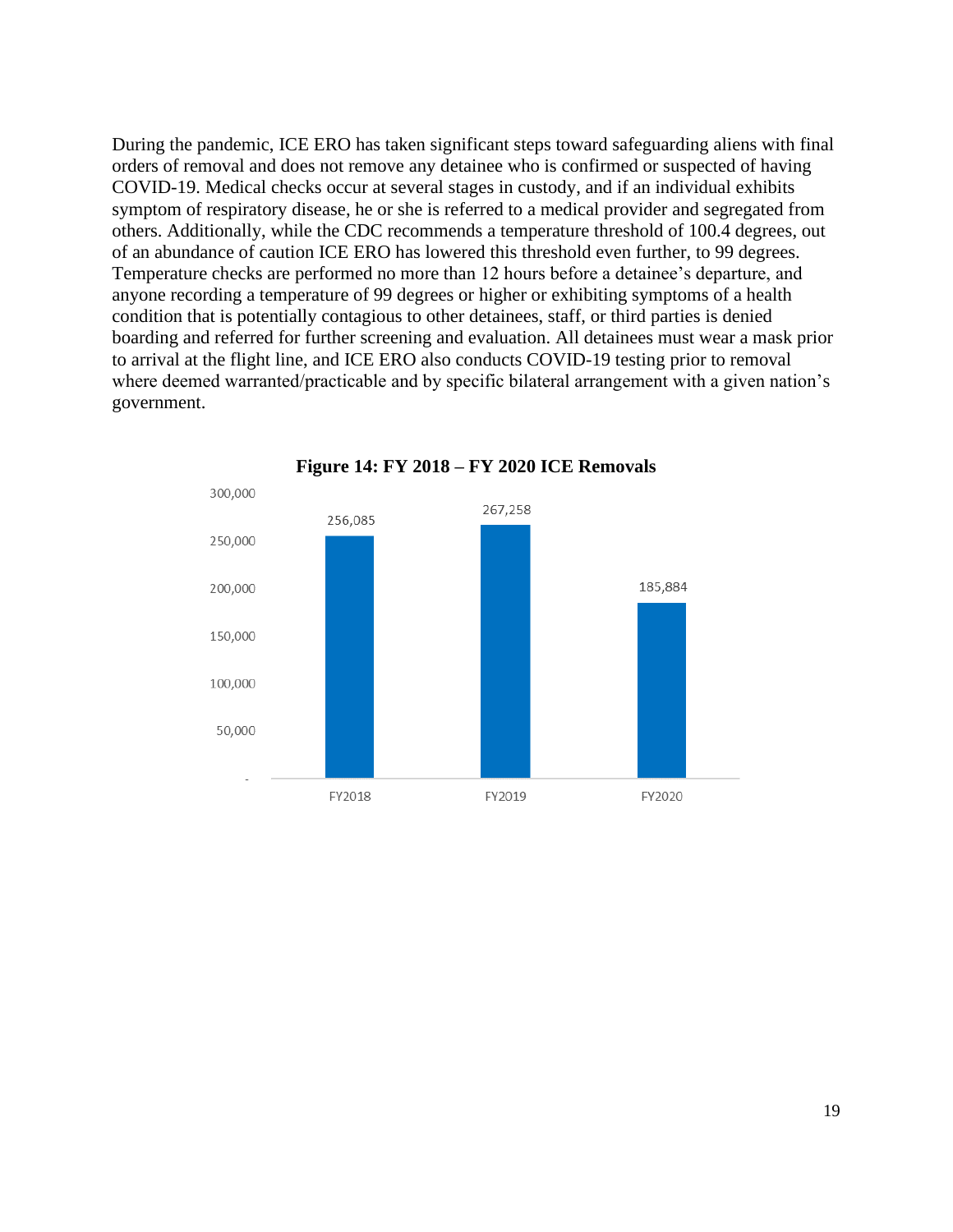During the pandemic, ICE ERO has taken significant steps toward safeguarding aliens with final orders of removal and does not remove any detainee who is confirmed or suspected of having COVID-19. Medical checks occur at several stages in custody, and if an individual exhibits symptom of respiratory disease, he or she is referred to a medical provider and segregated from others. Additionally, while the CDC recommends a temperature threshold of 100.4 degrees, out of an abundance of caution ICE ERO has lowered this threshold even further, to 99 degrees. Temperature checks are performed no more than 12 hours before a detainee's departure, and anyone recording a temperature of 99 degrees or higher or exhibiting symptoms of a health condition that is potentially contagious to other detainees, staff, or third parties is denied boarding and referred for further screening and evaluation. All detainees must wear a mask prior to arrival at the flight line, and ICE ERO also conducts COVID-19 testing prior to removal where deemed warranted/practicable and by specific bilateral arrangement with a given nation's government.

**Figure 14: FY 2018 – FY 2020 ICE Removals**

| Fiscal Year | ICE Removals |
| --- | --- |
| FY2018 | 256,085 |
| FY2019 | 267,258 |
| FY2020 | 185,884 |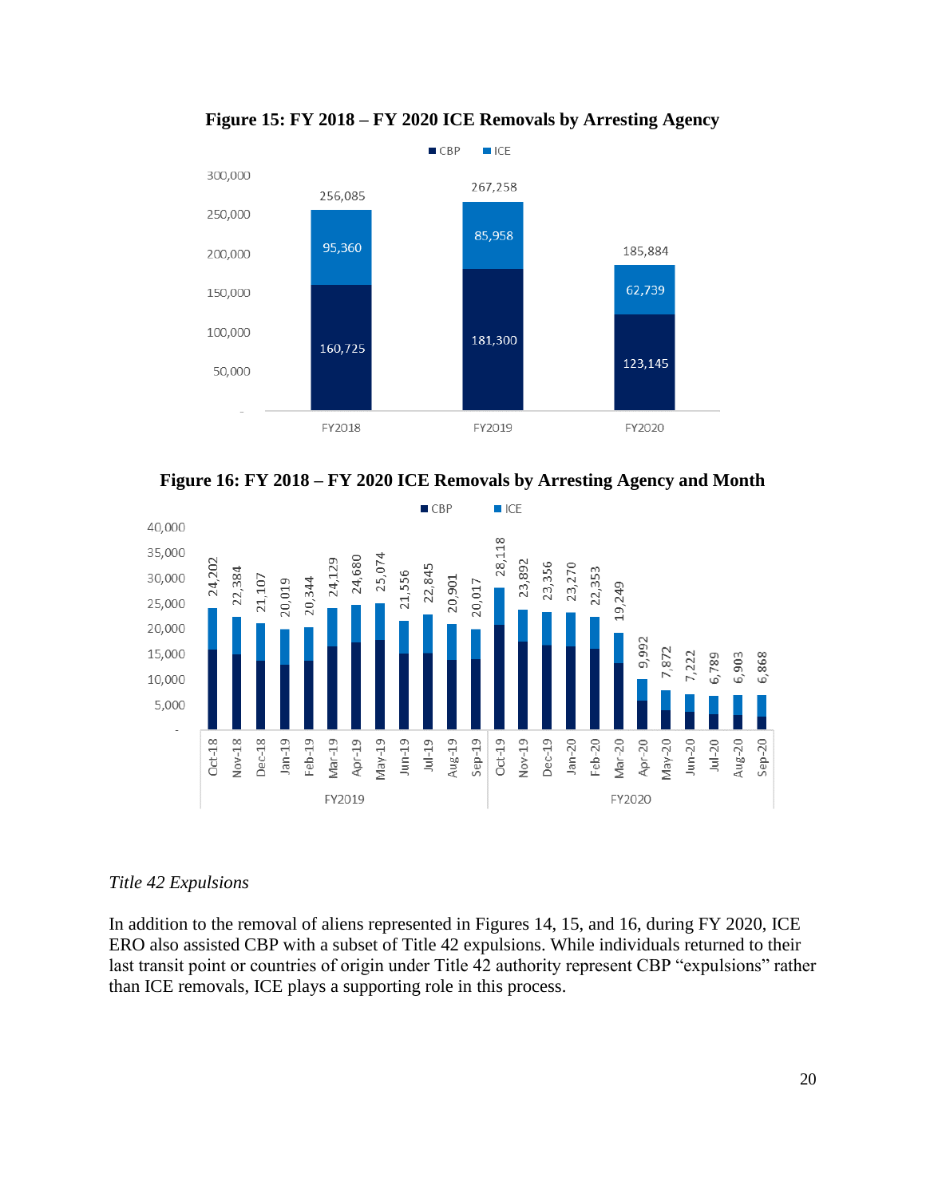**Figure 15: FY 2018 – FY 2020 ICE Removals by Arresting Agency**

| | FY2018 | FY2019 | FY2020 |
|---|---|---|---|
| CBP | 160,725 | 181,300 | 123,145 |
| ICE | 95,360 | 85,958 | 62,739 |
| Total | 256,085 | 267,258 | 185,884 |

**Figure 16: FY 2018 – FY 2020 ICE Removals by Arresting Agency and Month**

| Fiscal Year | Month | Total Removals |
|---|---|---|
| FY2019 | Oct-18 | 24,202 |
| FY2019 | Nov-18 | 22,384 |
| FY2019 | Dec-18 | 21,107 |
| FY2019 | Jan-19 | 20,019 |
| FY2019 | Feb-19 | 20,344 |
| FY2019 | Mar-19 | 24,129 |
| FY2019 | Apr-19 | 24,680 |
| FY2019 | May-19 | 25,074 |
| FY2019 | Jun-19 | 21,556 |
| FY2019 | Jul-19 | 22,845 |
| FY2019 | Aug-19 | 20,901 |
| FY2019 | Sep-19 | 20,017 |
| FY2020 | Oct-19 | 28,118 |
| FY2020 | Nov-19 | 23,892 |
| FY2020 | Dec-19 | 23,356 |
| FY2020 | Jan-20 | 23,270 |
| FY2020 | Feb-20 | 22,353 |
| FY2020 | Mar-20 | 19,249 |
| FY2020 | Apr-20 | 9,992 |
| FY2020 | May-20 | 7,872 |
| FY2020 | Jun-20 | 7,222 |
| FY2020 | Jul-20 | 6,789 |
| FY2020 | Aug-20 | 6,903 |
| FY2020 | Sep-20 | 6,868 |

*Title 42 Expulsions*

In addition to the removal of aliens represented in Figures 14, 15, and 16, during FY 2020, ICE ERO also assisted CBP with a subset of Title 42 expulsions. While individuals returned to their last transit point or countries of origin under Title 42 authority represent CBP "expulsions" rather than ICE removals, ICE plays a supporting role in this process.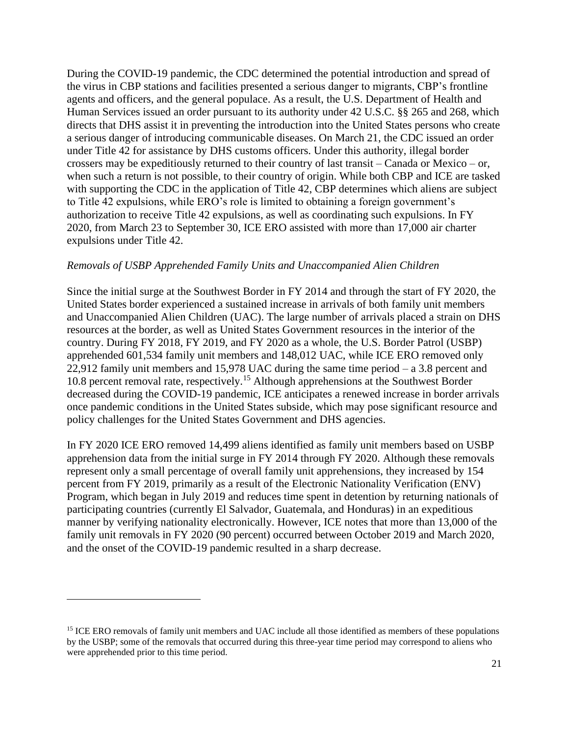During the COVID-19 pandemic, the CDC determined the potential introduction and spread of the virus in CBP stations and facilities presented a serious danger to migrants, CBP's frontline agents and officers, and the general populace. As a result, the U.S. Department of Health and Human Services issued an order pursuant to its authority under 42 U.S.C. §§ 265 and 268, which directs that DHS assist it in preventing the introduction into the United States persons who create a serious danger of introducing communicable diseases. On March 21, the CDC issued an order under Title 42 for assistance by DHS customs officers. Under this authority, illegal border crossers may be expeditiously returned to their country of last transit – Canada or Mexico – or, when such a return is not possible, to their country of origin. While both CBP and ICE are tasked with supporting the CDC in the application of Title 42, CBP determines which aliens are subject to Title 42 expulsions, while ERO's role is limited to obtaining a foreign government's authorization to receive Title 42 expulsions, as well as coordinating such expulsions. In FY 2020, from March 23 to September 30, ICE ERO assisted with more than 17,000 air charter expulsions under Title 42.

*Removals of USBP Apprehended Family Units and Unaccompanied Alien Children*

Since the initial surge at the Southwest Border in FY 2014 and through the start of FY 2020, the United States border experienced a sustained increase in arrivals of both family unit members and Unaccompanied Alien Children (UAC). The large number of arrivals placed a strain on DHS resources at the border, as well as United States Government resources in the interior of the country. During FY 2018, FY 2019, and FY 2020 as a whole, the U.S. Border Patrol (USBP) apprehended 601,534 family unit members and 148,012 UAC, while ICE ERO removed only 22,912 family unit members and 15,978 UAC during the same time period – a 3.8 percent and 10.8 percent removal rate, respectively.[15] Although apprehensions at the Southwest Border decreased during the COVID-19 pandemic, ICE anticipates a renewed increase in border arrivals once pandemic conditions in the United States subside, which may pose significant resource and policy challenges for the United States Government and DHS agencies.

In FY 2020 ICE ERO removed 14,499 aliens identified as family unit members based on USBP apprehension data from the initial surge in FY 2014 through FY 2020. Although these removals represent only a small percentage of overall family unit apprehensions, they increased by 154 percent from FY 2019, primarily as a result of the Electronic Nationality Verification (ENV) Program, which began in July 2019 and reduces time spent in detention by returning nationals of participating countries (currently El Salvador, Guatemala, and Honduras) in an expeditious manner by verifying nationality electronically. However, ICE notes that more than 13,000 of the family unit removals in FY 2020 (90 percent) occurred between October 2019 and March 2020, and the onset of the COVID-19 pandemic resulted in a sharp decrease.

---

[15] ICE ERO removals of family unit members and UAC include all those identified as members of these populations by the USBP; some of the removals that occurred during this three-year time period may correspond to aliens who were apprehended prior to this time period.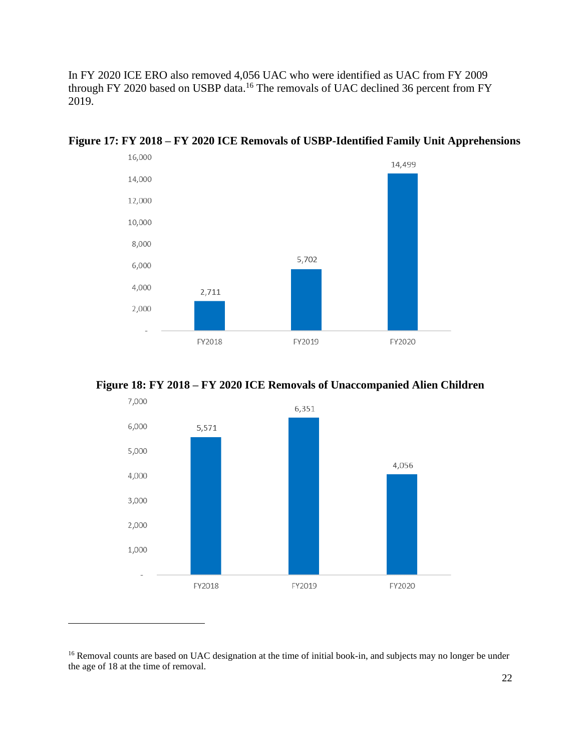In FY 2020 ICE ERO also removed 4,056 UAC who were identified as UAC from FY 2009 through FY 2020 based on USBP data.[16] The removals of UAC declined 36 percent from FY 2019.

**Figure 17: FY 2018 – FY 2020 ICE Removals of USBP-Identified Family Unit Apprehensions**

| Fiscal Year | Removals |
|---|---|
| FY2018 | 2,711 |
| FY2019 | 5,702 |
| FY2020 | 14,499 |

**Figure 18: FY 2018 – FY 2020 ICE Removals of Unaccompanied Alien Children**

| Fiscal Year | Removals |
|---|---|
| FY2018 | 5,571 |
| FY2019 | 6,351 |
| FY2020 | 4,056 |

[16] Removal counts are based on UAC designation at the time of initial book-in, and subjects may no longer be under the age of 18 at the time of removal.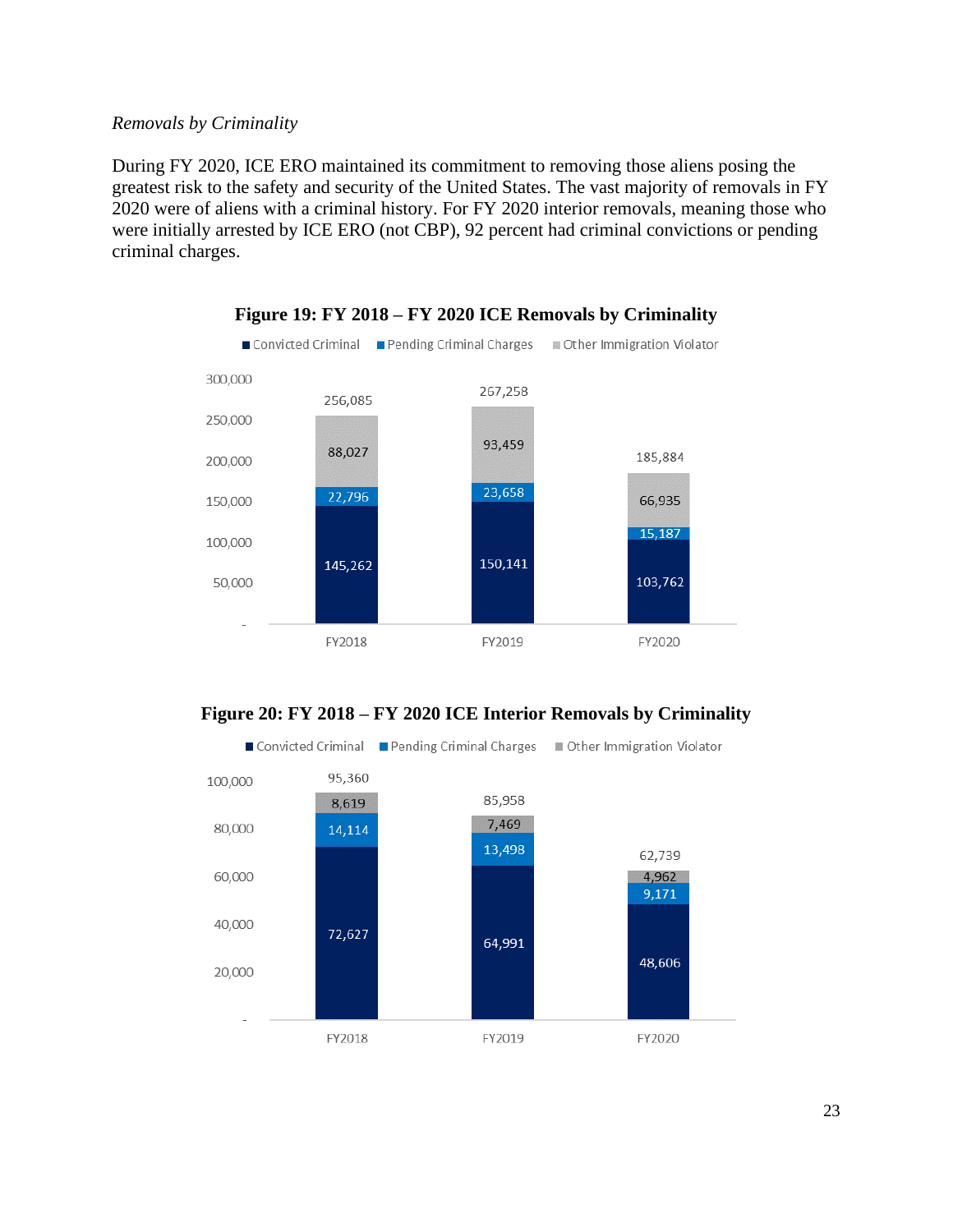*Removals by Criminality*

During FY 2020, ICE ERO maintained its commitment to removing those aliens posing the greatest risk to the safety and security of the United States. The vast majority of removals in FY 2020 were of aliens with a criminal history. For FY 2020 interior removals, meaning those who were initially arrested by ICE ERO (not CBP), 92 percent had criminal convictions or pending criminal charges.

**Figure 19: FY 2018 – FY 2020 ICE Removals by Criminality**

| | FY2018 | FY2019 | FY2020 |
|---|---|---|---|
| Convicted Criminal | 145,262 | 150,141 | 103,762 |
| Pending Criminal Charges | 22,796 | 23,658 | 15,187 |
| Other Immigration Violator | 88,027 | 93,459 | 66,935 |
| Total | 256,085 | 267,258 | 185,884 |

**Figure 20: FY 2018 – FY 2020 ICE Interior Removals by Criminality**

| | FY2018 | FY2019 | FY2020 |
|---|---|---|---|
| Convicted Criminal | 72,627 | 64,991 | 48,606 |
| Pending Criminal Charges | 14,114 | 13,498 | 9,171 |
| Other Immigration Violator | 8,619 | 7,469 | 4,962 |
| Total | 95,360 | 85,958 | 62,739 |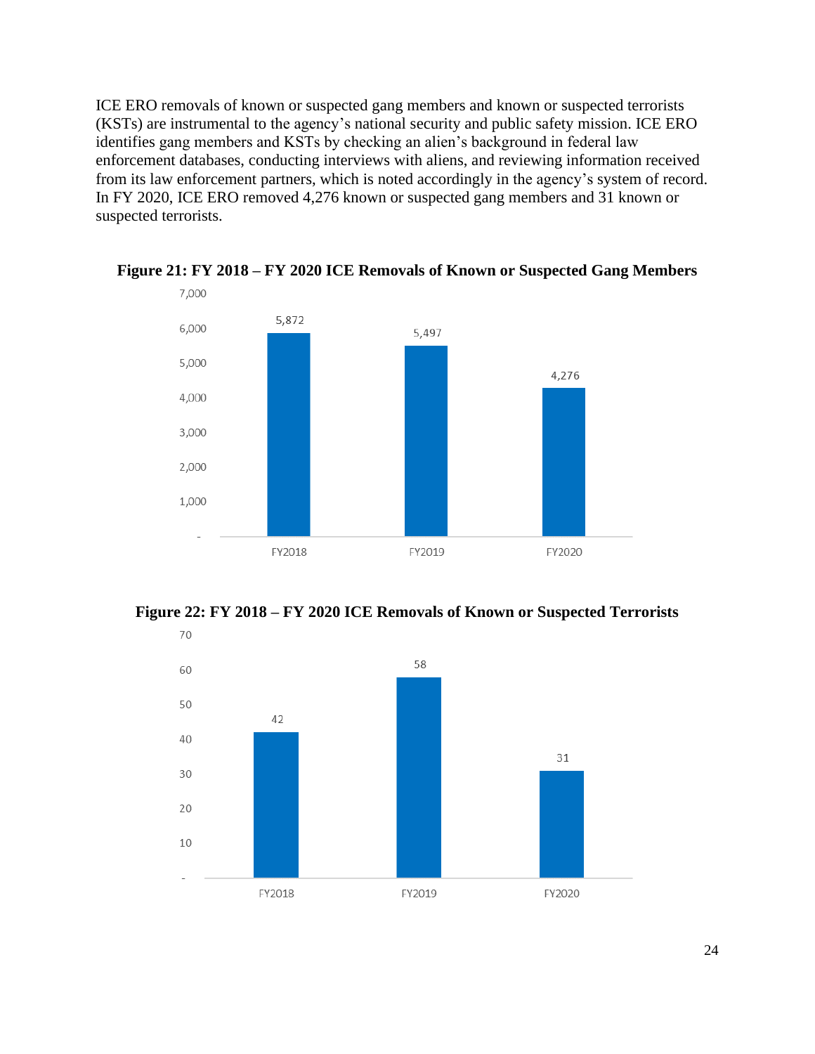ICE ERO removals of known or suspected gang members and known or suspected terrorists (KSTs) are instrumental to the agency's national security and public safety mission. ICE ERO identifies gang members and KSTs by checking an alien's background in federal law enforcement databases, conducting interviews with aliens, and reviewing information received from its law enforcement partners, which is noted accordingly in the agency's system of record. In FY 2020, ICE ERO removed 4,276 known or suspected gang members and 31 known or suspected terrorists.

**Figure 21: FY 2018 – FY 2020 ICE Removals of Known or Suspected Gang Members**

| FY2018 | FY2019 | FY2020 |
|---|---|---|
| 5,872 | 5,497 | 4,276 |

**Figure 22: FY 2018 – FY 2020 ICE Removals of Known or Suspected Terrorists**

| FY2018 | FY2019 | FY2020 |
|---|---|---|
| 42 | 58 | 31 |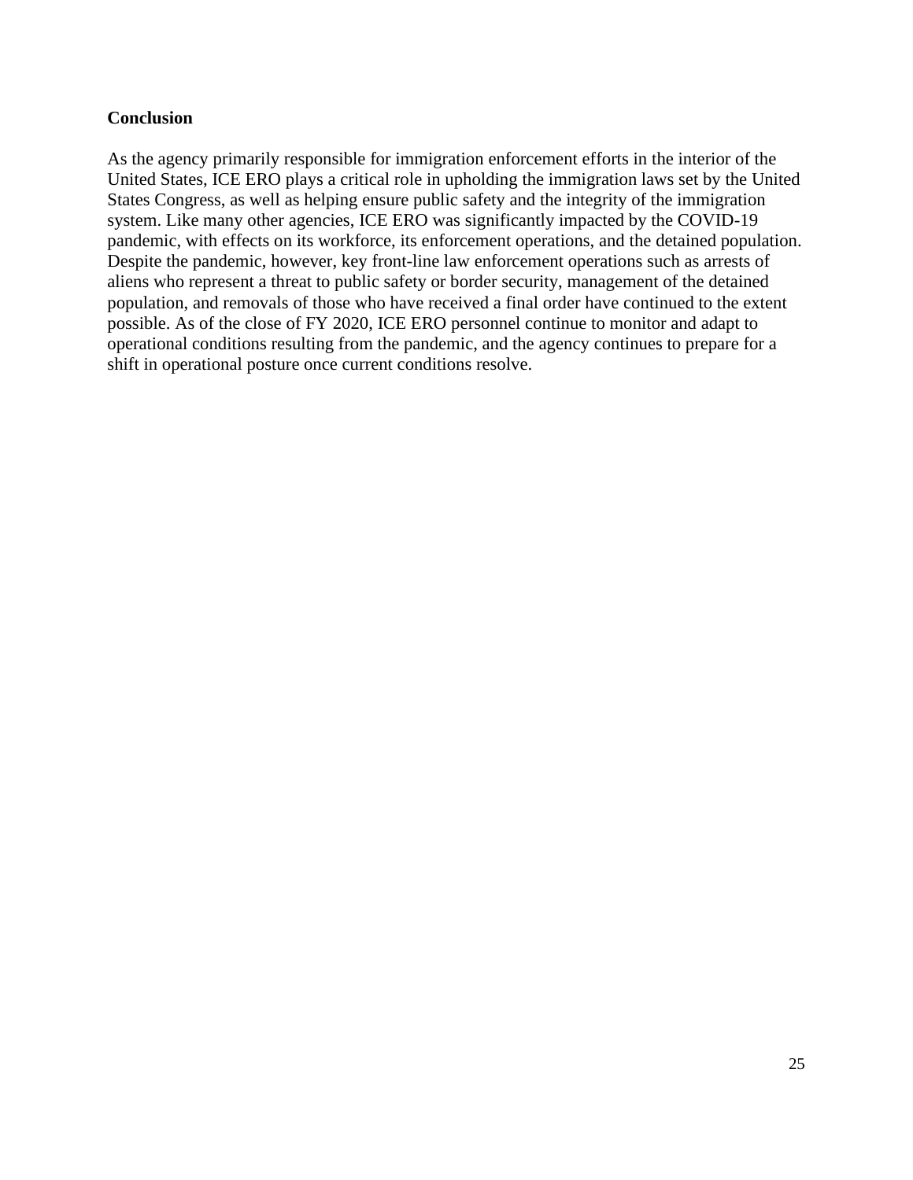## Conclusion

As the agency primarily responsible for immigration enforcement efforts in the interior of the United States, ICE ERO plays a critical role in upholding the immigration laws set by the United States Congress, as well as helping ensure public safety and the integrity of the immigration system. Like many other agencies, ICE ERO was significantly impacted by the COVID-19 pandemic, with effects on its workforce, its enforcement operations, and the detained population. Despite the pandemic, however, key front-line law enforcement operations such as arrests of aliens who represent a threat to public safety or border security, management of the detained population, and removals of those who have received a final order have continued to the extent possible. As of the close of FY 2020, ICE ERO personnel continue to monitor and adapt to operational conditions resulting from the pandemic, and the agency continues to prepare for a shift in operational posture once current conditions resolve.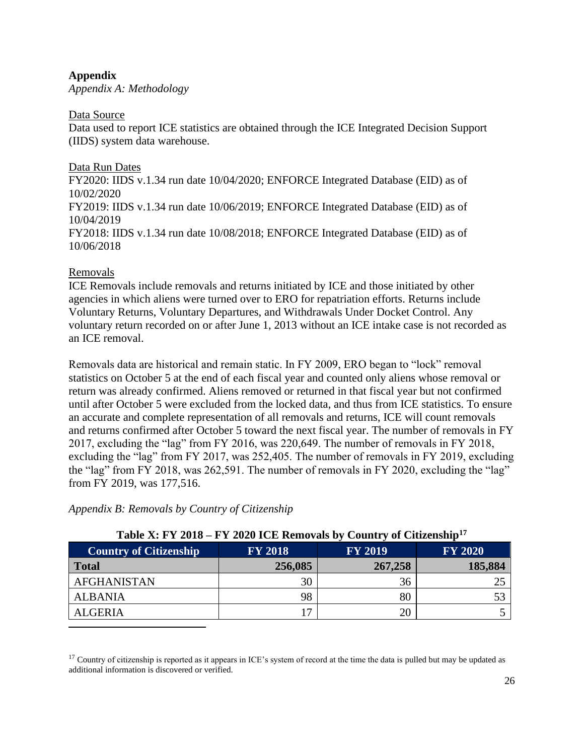## Appendix

### *Appendix A: Methodology*

Data Source

Data used to report ICE statistics are obtained through the ICE Integrated Decision Support (IIDS) system data warehouse.

Data Run Dates

FY2020: IIDS v.1.34 run date 10/04/2020; ENFORCE Integrated Database (EID) as of 10/02/2020

FY2019: IIDS v.1.34 run date 10/06/2019; ENFORCE Integrated Database (EID) as of 10/04/2019

FY2018: IIDS v.1.34 run date 10/08/2018; ENFORCE Integrated Database (EID) as of 10/06/2018

Removals

ICE Removals include removals and returns initiated by ICE and those initiated by other agencies in which aliens were turned over to ERO for repatriation efforts. Returns include Voluntary Returns, Voluntary Departures, and Withdrawals Under Docket Control. Any voluntary return recorded on or after June 1, 2013 without an ICE intake case is not recorded as an ICE removal.

Removals data are historical and remain static. In FY 2009, ERO began to "lock" removal statistics on October 5 at the end of each fiscal year and counted only aliens whose removal or return was already confirmed. Aliens removed or returned in that fiscal year but not confirmed until after October 5 were excluded from the locked data, and thus from ICE statistics. To ensure an accurate and complete representation of all removals and returns, ICE will count removals and returns confirmed after October 5 toward the next fiscal year. The number of removals in FY 2017, excluding the "lag" from FY 2016, was 220,649. The number of removals in FY 2018, excluding the "lag" from FY 2017, was 252,405. The number of removals in FY 2019, excluding the "lag" from FY 2018, was 262,591. The number of removals in FY 2020, excluding the "lag" from FY 2019, was 177,516.

### *Appendix B: Removals by Country of Citizenship*

**Table X: FY 2018 – FY 2020 ICE Removals by Country of Citizenship**[17]

| Country of Citizenship | FY 2018 | FY 2019 | FY 2020 |
|---|---|---|---|
| **Total** | **256,085** | **267,258** | **185,884** |
| AFGHANISTAN | 30 | 36 | 25 |
| ALBANIA | 98 | 80 | 53 |
| ALGERIA | 17 | 20 | 5 |

[17] Country of citizenship is reported as it appears in ICE's system of record at the time the data is pulled but may be updated as additional information is discovered or verified.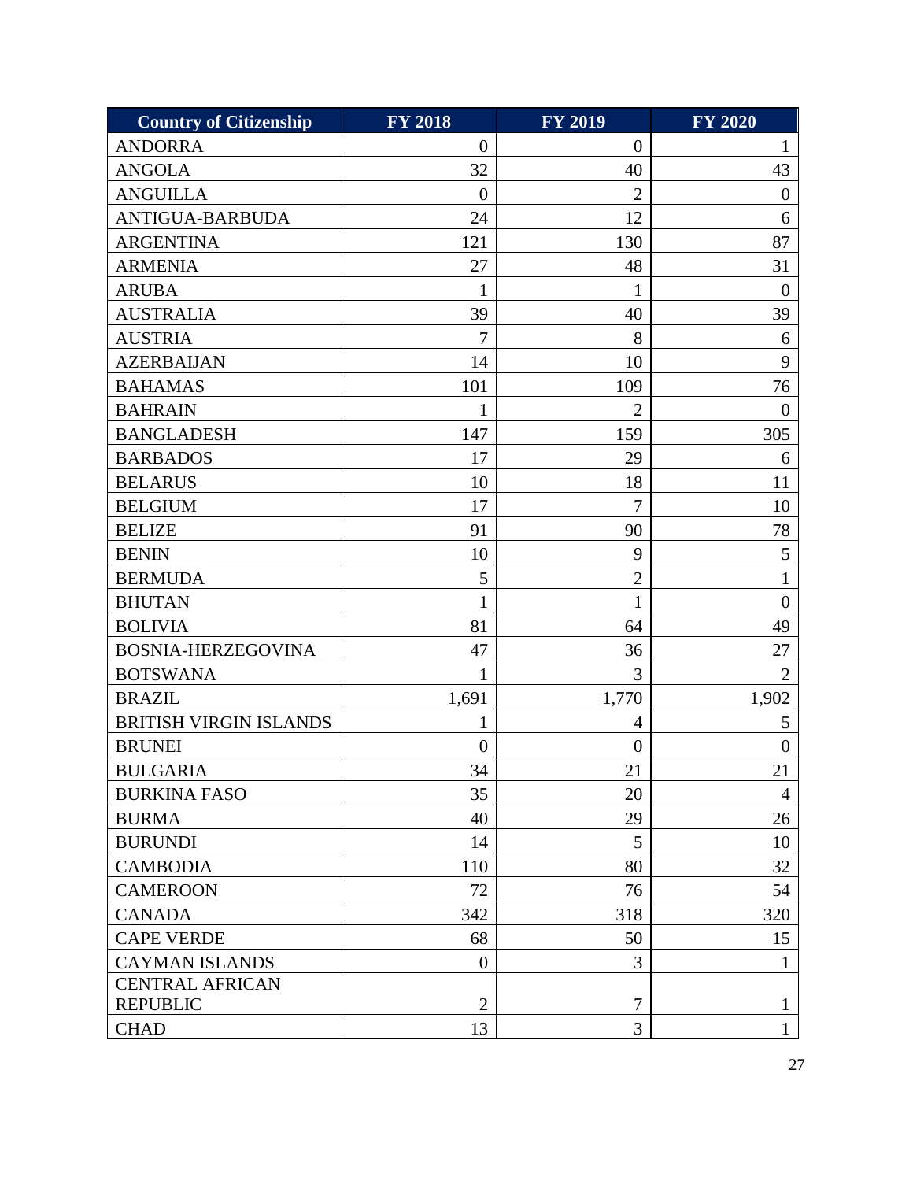| Country of Citizenship | FY 2018 | FY 2019 | FY 2020 |
|---|---|---|---|
| ANDORRA | 0 | 0 | 1 |
| ANGOLA | 32 | 40 | 43 |
| ANGUILLA | 0 | 2 | 0 |
| ANTIGUA-BARBUDA | 24 | 12 | 6 |
| ARGENTINA | 121 | 130 | 87 |
| ARMENIA | 27 | 48 | 31 |
| ARUBA | 1 | 1 | 0 |
| AUSTRALIA | 39 | 40 | 39 |
| AUSTRIA | 7 | 8 | 6 |
| AZERBAIJAN | 14 | 10 | 9 |
| BAHAMAS | 101 | 109 | 76 |
| BAHRAIN | 1 | 2 | 0 |
| BANGLADESH | 147 | 159 | 305 |
| BARBADOS | 17 | 29 | 6 |
| BELARUS | 10 | 18 | 11 |
| BELGIUM | 17 | 7 | 10 |
| BELIZE | 91 | 90 | 78 |
| BENIN | 10 | 9 | 5 |
| BERMUDA | 5 | 2 | 1 |
| BHUTAN | 1 | 1 | 0 |
| BOLIVIA | 81 | 64 | 49 |
| BOSNIA-HERZEGOVINA | 47 | 36 | 27 |
| BOTSWANA | 1 | 3 | 2 |
| BRAZIL | 1,691 | 1,770 | 1,902 |
| BRITISH VIRGIN ISLANDS | 1 | 4 | 5 |
| BRUNEI | 0 | 0 | 0 |
| BULGARIA | 34 | 21 | 21 |
| BURKINA FASO | 35 | 20 | 4 |
| BURMA | 40 | 29 | 26 |
| BURUNDI | 14 | 5 | 10 |
| CAMBODIA | 110 | 80 | 32 |
| CAMEROON | 72 | 76 | 54 |
| CANADA | 342 | 318 | 320 |
| CAPE VERDE | 68 | 50 | 15 |
| CAYMAN ISLANDS | 0 | 3 | 1 |
| CENTRAL AFRICAN REPUBLIC | 2 | 7 | 1 |
| CHAD | 13 | 3 | 1 |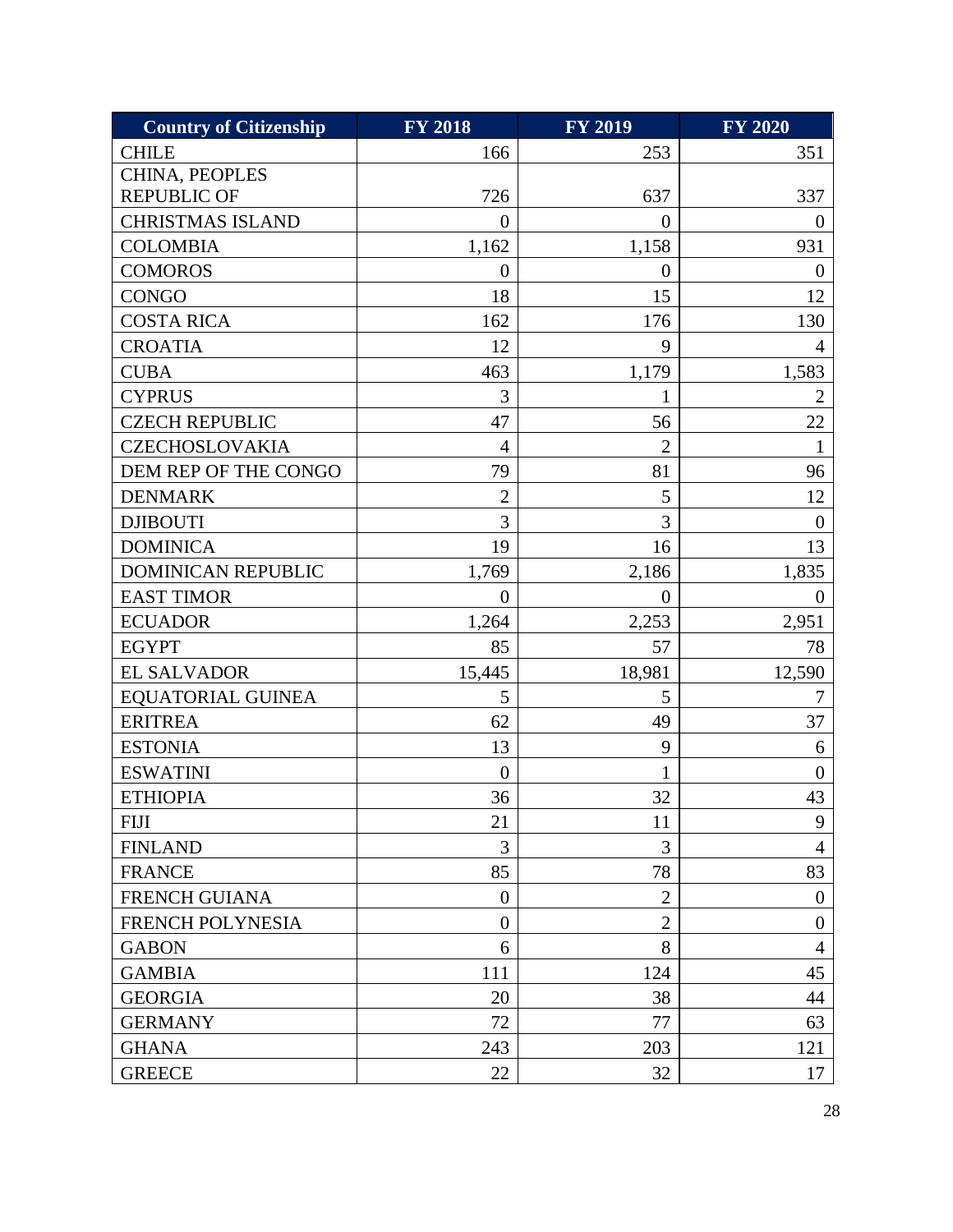| Country of Citizenship | FY 2018 | FY 2019 | FY 2020 |
|---|---|---|---|
| CHILE | 166 | 253 | 351 |
| CHINA, PEOPLES REPUBLIC OF | 726 | 637 | 337 |
| CHRISTMAS ISLAND | 0 | 0 | 0 |
| COLOMBIA | 1,162 | 1,158 | 931 |
| COMOROS | 0 | 0 | 0 |
| CONGO | 18 | 15 | 12 |
| COSTA RICA | 162 | 176 | 130 |
| CROATIA | 12 | 9 | 4 |
| CUBA | 463 | 1,179 | 1,583 |
| CYPRUS | 3 | 1 | 2 |
| CZECH REPUBLIC | 47 | 56 | 22 |
| CZECHOSLOVAKIA | 4 | 2 | 1 |
| DEM REP OF THE CONGO | 79 | 81 | 96 |
| DENMARK | 2 | 5 | 12 |
| DJIBOUTI | 3 | 3 | 0 |
| DOMINICA | 19 | 16 | 13 |
| DOMINICAN REPUBLIC | 1,769 | 2,186 | 1,835 |
| EAST TIMOR | 0 | 0 | 0 |
| ECUADOR | 1,264 | 2,253 | 2,951 |
| EGYPT | 85 | 57 | 78 |
| EL SALVADOR | 15,445 | 18,981 | 12,590 |
| EQUATORIAL GUINEA | 5 | 5 | 7 |
| ERITREA | 62 | 49 | 37 |
| ESTONIA | 13 | 9 | 6 |
| ESWATINI | 0 | 1 | 0 |
| ETHIOPIA | 36 | 32 | 43 |
| FIJI | 21 | 11 | 9 |
| FINLAND | 3 | 3 | 4 |
| FRANCE | 85 | 78 | 83 |
| FRENCH GUIANA | 0 | 2 | 0 |
| FRENCH POLYNESIA | 0 | 2 | 0 |
| GABON | 6 | 8 | 4 |
| GAMBIA | 111 | 124 | 45 |
| GEORGIA | 20 | 38 | 44 |
| GERMANY | 72 | 77 | 63 |
| GHANA | 243 | 203 | 121 |
| GREECE | 22 | 32 | 17 |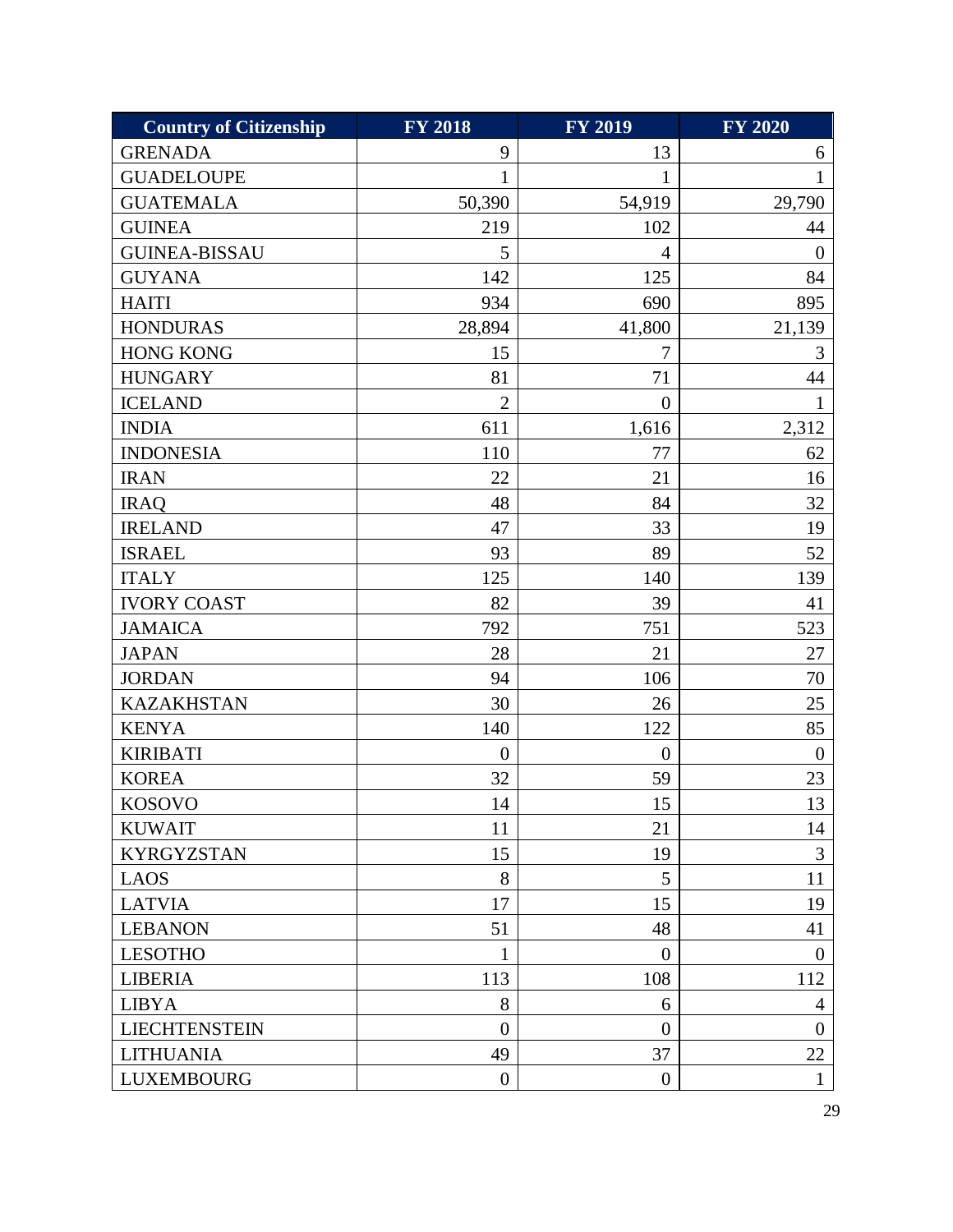| Country of Citizenship | FY 2018 | FY 2019 | FY 2020 |
|---|---|---|---|
| GRENADA | 9 | 13 | 6 |
| GUADELOUPE | 1 | 1 | 1 |
| GUATEMALA | 50,390 | 54,919 | 29,790 |
| GUINEA | 219 | 102 | 44 |
| GUINEA-BISSAU | 5 | 4 | 0 |
| GUYANA | 142 | 125 | 84 |
| HAITI | 934 | 690 | 895 |
| HONDURAS | 28,894 | 41,800 | 21,139 |
| HONG KONG | 15 | 7 | 3 |
| HUNGARY | 81 | 71 | 44 |
| ICELAND | 2 | 0 | 1 |
| INDIA | 611 | 1,616 | 2,312 |
| INDONESIA | 110 | 77 | 62 |
| IRAN | 22 | 21 | 16 |
| IRAQ | 48 | 84 | 32 |
| IRELAND | 47 | 33 | 19 |
| ISRAEL | 93 | 89 | 52 |
| ITALY | 125 | 140 | 139 |
| IVORY COAST | 82 | 39 | 41 |
| JAMAICA | 792 | 751 | 523 |
| JAPAN | 28 | 21 | 27 |
| JORDAN | 94 | 106 | 70 |
| KAZAKHSTAN | 30 | 26 | 25 |
| KENYA | 140 | 122 | 85 |
| KIRIBATI | 0 | 0 | 0 |
| KOREA | 32 | 59 | 23 |
| KOSOVO | 14 | 15 | 13 |
| KUWAIT | 11 | 21 | 14 |
| KYRGYZSTAN | 15 | 19 | 3 |
| LAOS | 8 | 5 | 11 |
| LATVIA | 17 | 15 | 19 |
| LEBANON | 51 | 48 | 41 |
| LESOTHO | 1 | 0 | 0 |
| LIBERIA | 113 | 108 | 112 |
| LIBYA | 8 | 6 | 4 |
| LIECHTENSTEIN | 0 | 0 | 0 |
| LITHUANIA | 49 | 37 | 22 |
| LUXEMBOURG | 0 | 0 | 1 |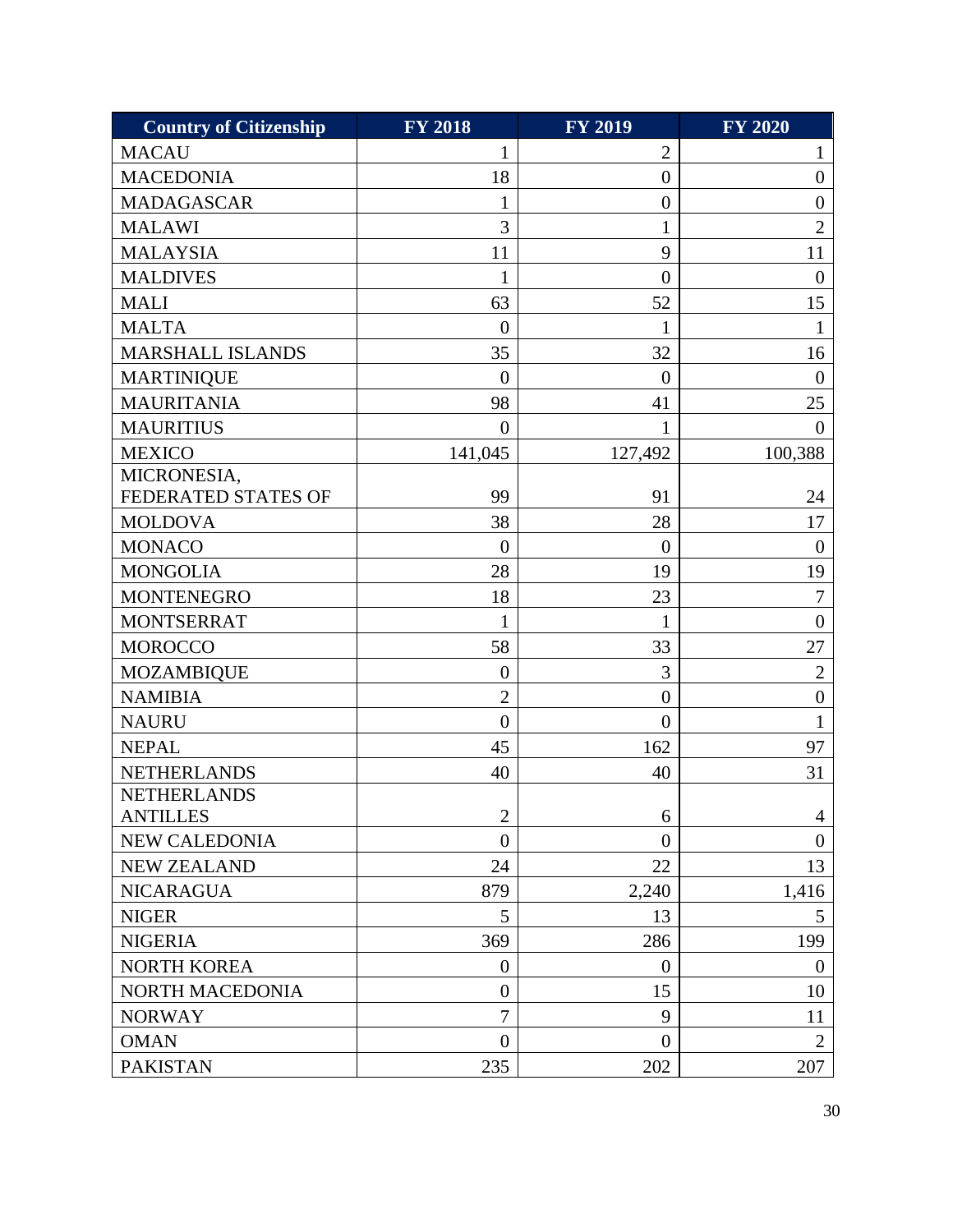| Country of Citizenship | FY 2018 | FY 2019 | FY 2020 |
| --- | --- | --- | --- |
| MACAU | 1 | 2 | 1 |
| MACEDONIA | 18 | 0 | 0 |
| MADAGASCAR | 1 | 0 | 0 |
| MALAWI | 3 | 1 | 2 |
| MALAYSIA | 11 | 9 | 11 |
| MALDIVES | 1 | 0 | 0 |
| MALI | 63 | 52 | 15 |
| MALTA | 0 | 1 | 1 |
| MARSHALL ISLANDS | 35 | 32 | 16 |
| MARTINIQUE | 0 | 0 | 0 |
| MAURITANIA | 98 | 41 | 25 |
| MAURITIUS | 0 | 1 | 0 |
| MEXICO | 141,045 | 127,492 | 100,388 |
| MICRONESIA, FEDERATED STATES OF | 99 | 91 | 24 |
| MOLDOVA | 38 | 28 | 17 |
| MONACO | 0 | 0 | 0 |
| MONGOLIA | 28 | 19 | 19 |
| MONTENEGRO | 18 | 23 | 7 |
| MONTSERRAT | 1 | 1 | 0 |
| MOROCCO | 58 | 33 | 27 |
| MOZAMBIQUE | 0 | 3 | 2 |
| NAMIBIA | 2 | 0 | 0 |
| NAURU | 0 | 0 | 1 |
| NEPAL | 45 | 162 | 97 |
| NETHERLANDS | 40 | 40 | 31 |
| NETHERLANDS ANTILLES | 2 | 6 | 4 |
| NEW CALEDONIA | 0 | 0 | 0 |
| NEW ZEALAND | 24 | 22 | 13 |
| NICARAGUA | 879 | 2,240 | 1,416 |
| NIGER | 5 | 13 | 5 |
| NIGERIA | 369 | 286 | 199 |
| NORTH KOREA | 0 | 0 | 0 |
| NORTH MACEDONIA | 0 | 15 | 10 |
| NORWAY | 7 | 9 | 11 |
| OMAN | 0 | 0 | 2 |
| PAKISTAN | 235 | 202 | 207 |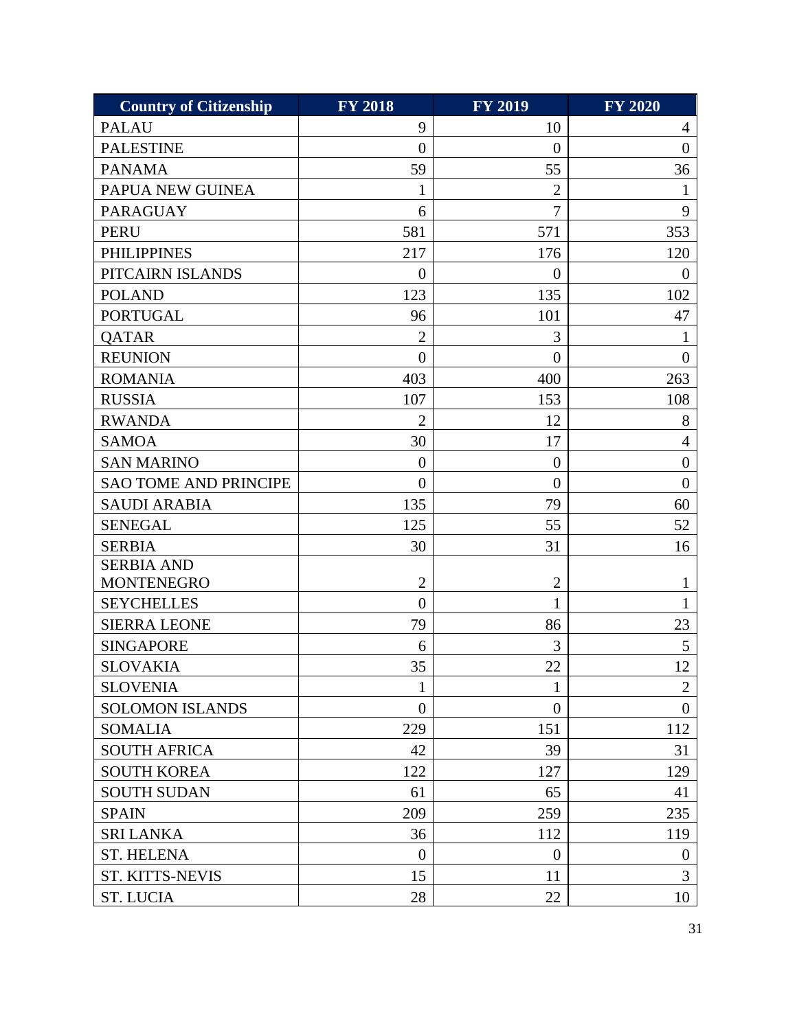| Country of Citizenship | FY 2018 | FY 2019 | FY 2020 |
|---|---|---|---|
| PALAU | 9 | 10 | 4 |
| PALESTINE | 0 | 0 | 0 |
| PANAMA | 59 | 55 | 36 |
| PAPUA NEW GUINEA | 1 | 2 | 1 |
| PARAGUAY | 6 | 7 | 9 |
| PERU | 581 | 571 | 353 |
| PHILIPPINES | 217 | 176 | 120 |
| PITCAIRN ISLANDS | 0 | 0 | 0 |
| POLAND | 123 | 135 | 102 |
| PORTUGAL | 96 | 101 | 47 |
| QATAR | 2 | 3 | 1 |
| REUNION | 0 | 0 | 0 |
| ROMANIA | 403 | 400 | 263 |
| RUSSIA | 107 | 153 | 108 |
| RWANDA | 2 | 12 | 8 |
| SAMOA | 30 | 17 | 4 |
| SAN MARINO | 0 | 0 | 0 |
| SAO TOME AND PRINCIPE | 0 | 0 | 0 |
| SAUDI ARABIA | 135 | 79 | 60 |
| SENEGAL | 125 | 55 | 52 |
| SERBIA | 30 | 31 | 16 |
| SERBIA AND MONTENEGRO | 2 | 2 | 1 |
| SEYCHELLES | 0 | 1 | 1 |
| SIERRA LEONE | 79 | 86 | 23 |
| SINGAPORE | 6 | 3 | 5 |
| SLOVAKIA | 35 | 22 | 12 |
| SLOVENIA | 1 | 1 | 2 |
| SOLOMON ISLANDS | 0 | 0 | 0 |
| SOMALIA | 229 | 151 | 112 |
| SOUTH AFRICA | 42 | 39 | 31 |
| SOUTH KOREA | 122 | 127 | 129 |
| SOUTH SUDAN | 61 | 65 | 41 |
| SPAIN | 209 | 259 | 235 |
| SRI LANKA | 36 | 112 | 119 |
| ST. HELENA | 0 | 0 | 0 |
| ST. KITTS-NEVIS | 15 | 11 | 3 |
| ST. LUCIA | 28 | 22 | 10 |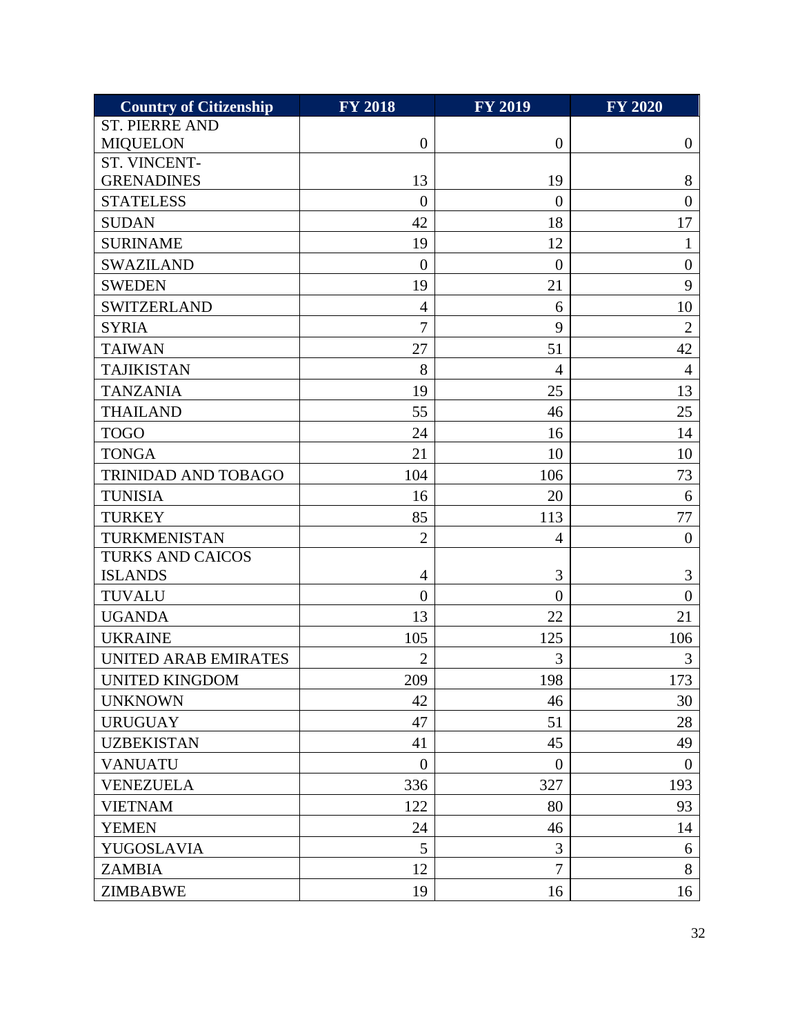| Country of Citizenship | FY 2018 | FY 2019 | FY 2020 |
|---|---|---|---|
| ST. PIERRE AND MIQUELON | 0 | 0 | 0 |
| ST. VINCENT-GRENADINES | 13 | 19 | 8 |
| STATELESS | 0 | 0 | 0 |
| SUDAN | 42 | 18 | 17 |
| SURINAME | 19 | 12 | 1 |
| SWAZILAND | 0 | 0 | 0 |
| SWEDEN | 19 | 21 | 9 |
| SWITZERLAND | 4 | 6 | 10 |
| SYRIA | 7 | 9 | 2 |
| TAIWAN | 27 | 51 | 42 |
| TAJIKISTAN | 8 | 4 | 4 |
| TANZANIA | 19 | 25 | 13 |
| THAILAND | 55 | 46 | 25 |
| TOGO | 24 | 16 | 14 |
| TONGA | 21 | 10 | 10 |
| TRINIDAD AND TOBAGO | 104 | 106 | 73 |
| TUNISIA | 16 | 20 | 6 |
| TURKEY | 85 | 113 | 77 |
| TURKMENISTAN | 2 | 4 | 0 |
| TURKS AND CAICOS ISLANDS | 4 | 3 | 3 |
| TUVALU | 0 | 0 | 0 |
| UGANDA | 13 | 22 | 21 |
| UKRAINE | 105 | 125 | 106 |
| UNITED ARAB EMIRATES | 2 | 3 | 3 |
| UNITED KINGDOM | 209 | 198 | 173 |
| UNKNOWN | 42 | 46 | 30 |
| URUGUAY | 47 | 51 | 28 |
| UZBEKISTAN | 41 | 45 | 49 |
| VANUATU | 0 | 0 | 0 |
| VENEZUELA | 336 | 327 | 193 |
| VIETNAM | 122 | 80 | 93 |
| YEMEN | 24 | 46 | 14 |
| YUGOSLAVIA | 5 | 3 | 6 |
| ZAMBIA | 12 | 7 | 8 |
| ZIMBABWE | 19 | 16 | 16 |